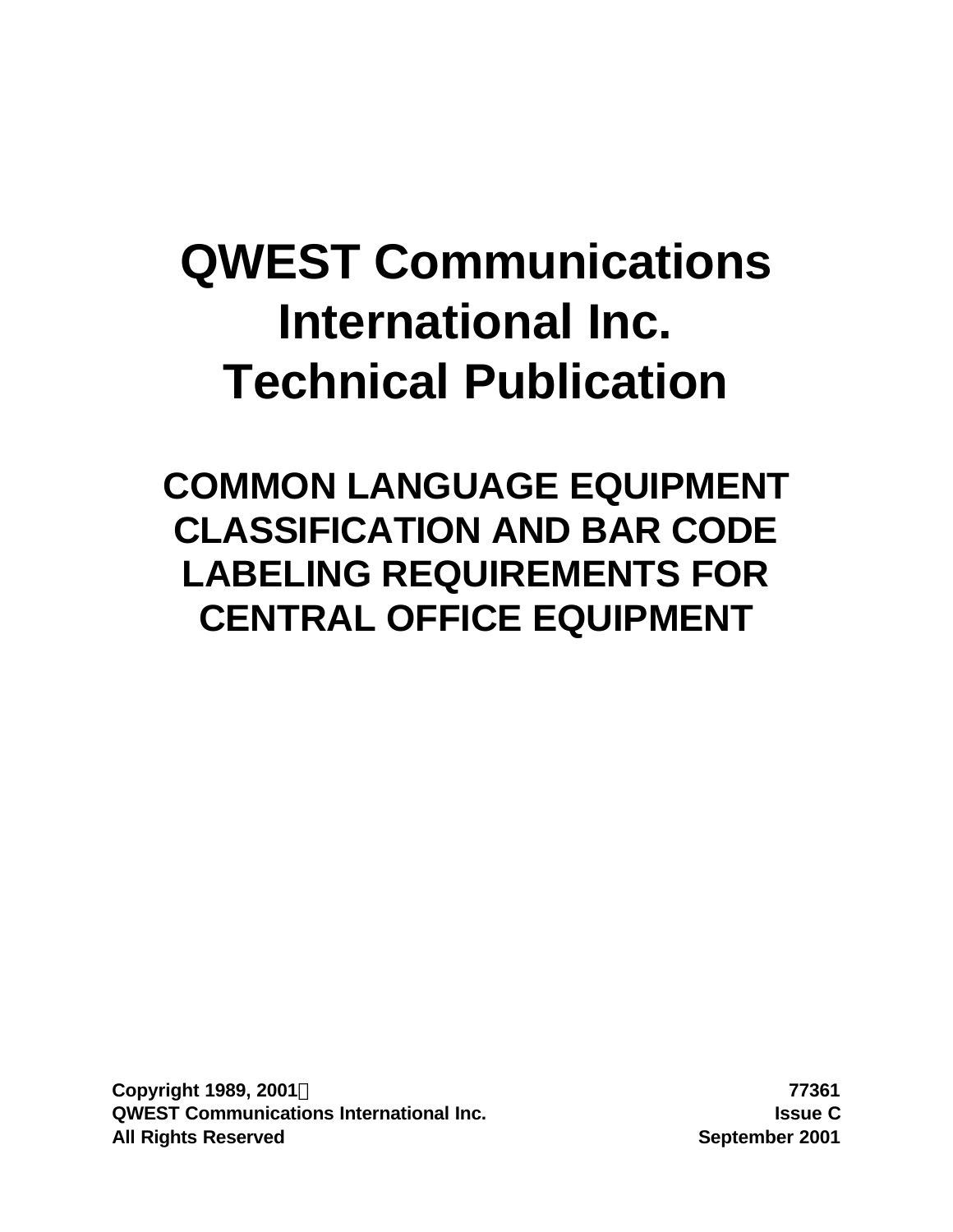# QWEST Communications International Inc. Technical Publication

## COMMON LANGUAGE EQUIPMENT CLASSIFICATION AND BAR CODE LABELING REQUIREMENTS FOR CENTRAL OFFICE EQUIPMENT

**Copyright 1989, 2001**
**QWEST Communications International Inc.**
**All Rights Reserved**

**77361**
**Issue C**
**September 2001**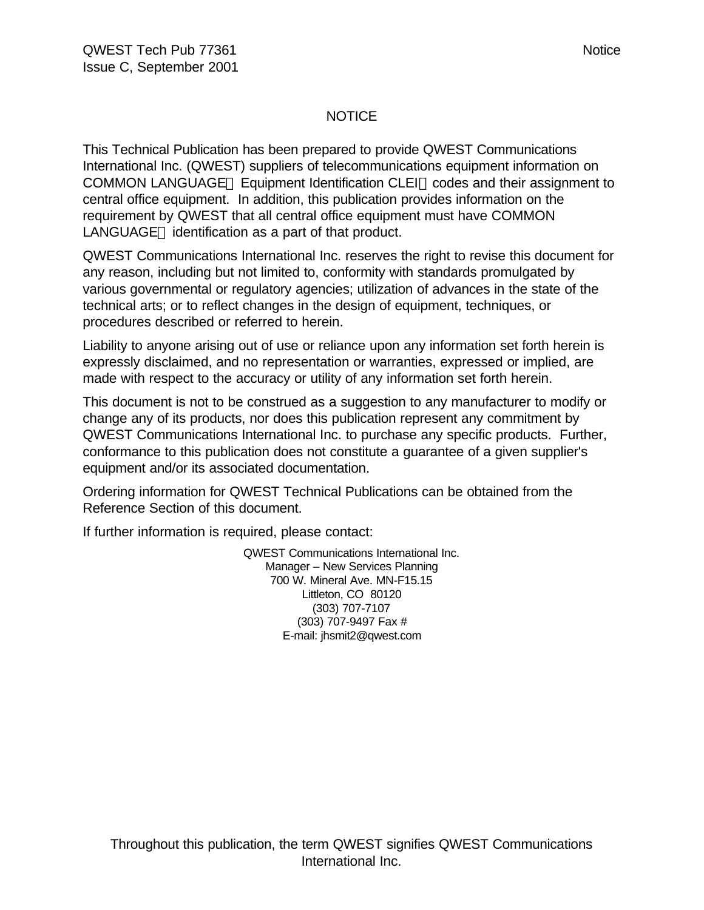# NOTICE

This Technical Publication has been prepared to provide QWEST Communications International Inc. (QWEST) suppliers of telecommunications equipment information on COMMON LANGUAGE® Equipment Identification CLEI™ codes and their assignment to central office equipment. In addition, this publication provides information on the requirement by QWEST that all central office equipment must have COMMON LANGUAGE® identification as a part of that product.

QWEST Communications International Inc. reserves the right to revise this document for any reason, including but not limited to, conformity with standards promulgated by various governmental or regulatory agencies; utilization of advances in the state of the technical arts; or to reflect changes in the design of equipment, techniques, or procedures described or referred to herein.

Liability to anyone arising out of use or reliance upon any information set forth herein is expressly disclaimed, and no representation or warranties, expressed or implied, are made with respect to the accuracy or utility of any information set forth herein.

This document is not to be construed as a suggestion to any manufacturer to modify or change any of its products, nor does this publication represent any commitment by QWEST Communications International Inc. to purchase any specific products. Further, conformance to this publication does not constitute a guarantee of a given supplier's equipment and/or its associated documentation.

Ordering information for QWEST Technical Publications can be obtained from the Reference Section of this document.

If further information is required, please contact:

QWEST Communications International Inc.
Manager – New Services Planning
700 W. Mineral Ave. MN-F15.15
Littleton, CO 80120
(303) 707-7107
(303) 707-9497 Fax #
E-mail: jhsmit2@qwest.com

Throughout this publication, the term QWEST signifies QWEST Communications International Inc.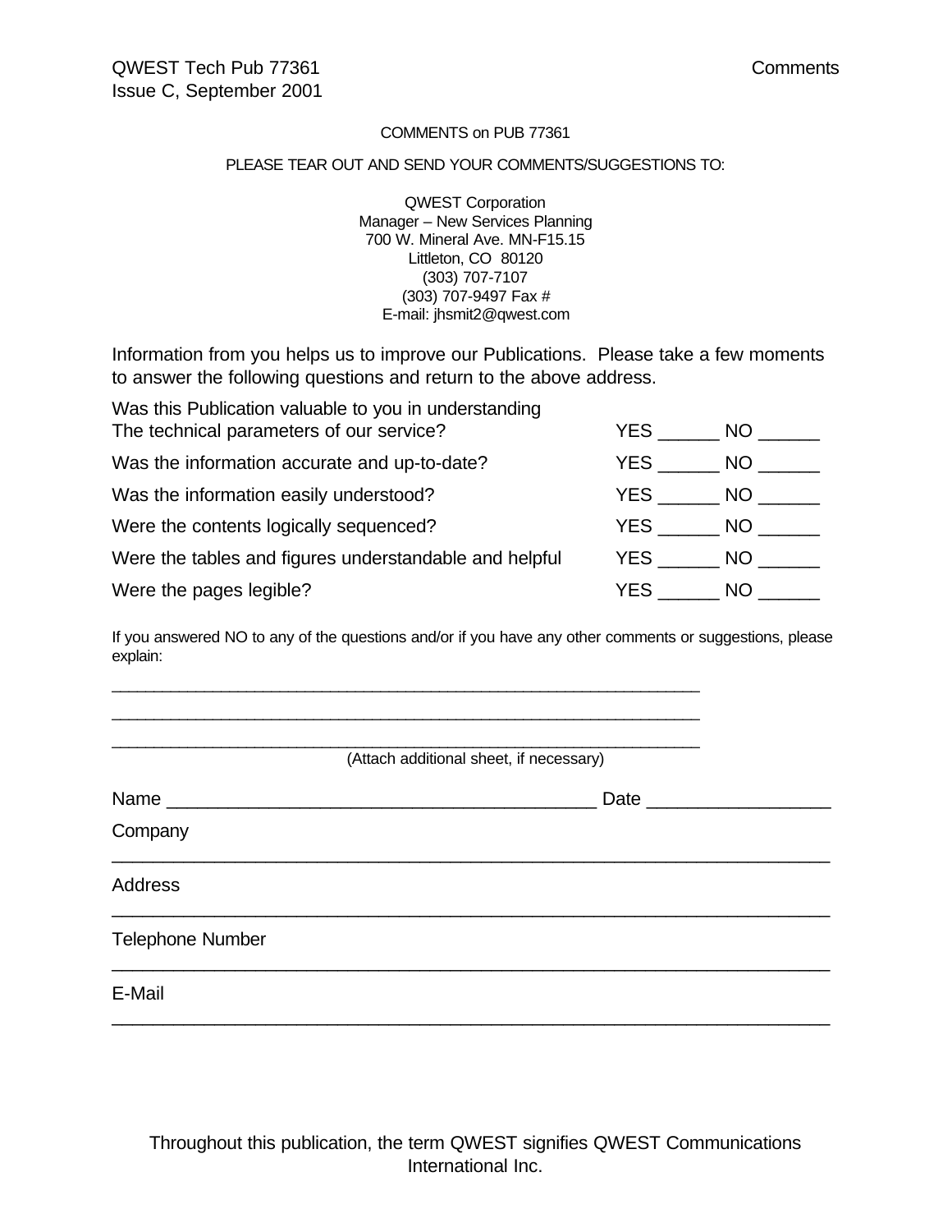COMMENTS on PUB 77361

PLEASE TEAR OUT AND SEND YOUR COMMENTS/SUGGESTIONS TO:

QWEST Corporation
Manager – New Services Planning
700 W. Mineral Ave. MN-F15.15
Littleton, CO 80120
(303) 707-7107
(303) 707-9497 Fax #
E-mail: jhsmit2@qwest.com

Information from you helps us to improve our Publications. Please take a few moments to answer the following questions and return to the above address.

| | |
|---|---|
| Was this Publication valuable to you in understanding The technical parameters of our service? | YES ______ NO ______ |
| Was the information accurate and up-to-date? | YES ______ NO ______ |
| Was the information easily understood? | YES ______ NO ______ |
| Were the contents logically sequenced? | YES ______ NO ______ |
| Were the tables and figures understandable and helpful | YES ______ NO ______ |
| Were the pages legible? | YES ______ NO ______ |

If you answered NO to any of the questions and/or if you have any other comments or suggestions, please explain:

_______________________________________________________________

_______________________________________________________________

_______________________________________________________________

(Attach additional sheet, if necessary)

Name ______________________________________ Date ________________

Company

_______________________________________________________________

Address

_______________________________________________________________

Telephone Number

_______________________________________________________________

E-Mail

_______________________________________________________________

Throughout this publication, the term QWEST signifies QWEST Communications International Inc.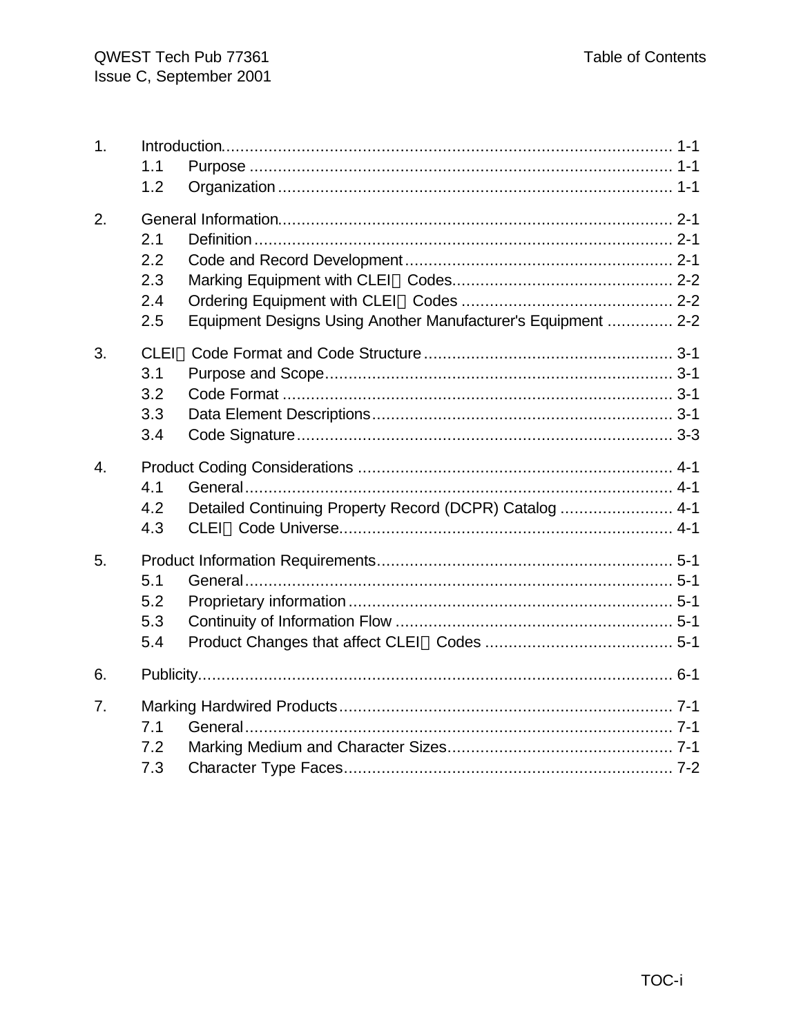| | | |
|---|---|---|
| 1. | Introduction | 1-1 |
| | 1.1 Purpose | 1-1 |
| | 1.2 Organization | 1-1 |
| 2. | General Information | 2-1 |
| | 2.1 Definition | 2-1 |
| | 2.2 Code and Record Development | 2-1 |
| | 2.3 Marking Equipment with CLEI Codes | 2-2 |
| | 2.4 Ordering Equipment with CLEI Codes | 2-2 |
| | 2.5 Equipment Designs Using Another Manufacturer's Equipment | 2-2 |
| 3. | CLEI Code Format and Code Structure | 3-1 |
| | 3.1 Purpose and Scope | 3-1 |
| | 3.2 Code Format | 3-1 |
| | 3.3 Data Element Descriptions | 3-1 |
| | 3.4 Code Signature | 3-3 |
| 4. | Product Coding Considerations | 4-1 |
| | 4.1 General | 4-1 |
| | 4.2 Detailed Continuing Property Record (DCPR) Catalog | 4-1 |
| | 4.3 CLEI Code Universe | 4-1 |
| 5. | Product Information Requirements | 5-1 |
| | 5.1 General | 5-1 |
| | 5.2 Proprietary information | 5-1 |
| | 5.3 Continuity of Information Flow | 5-1 |
| | 5.4 Product Changes that affect CLEI Codes | 5-1 |
| 6. | Publicity | 6-1 |
| 7. | Marking Hardwired Products | 7-1 |
| | 7.1 General | 7-1 |
| | 7.2 Marking Medium and Character Sizes | 7-1 |
| | 7.3 Character Type Faces | 7-2 |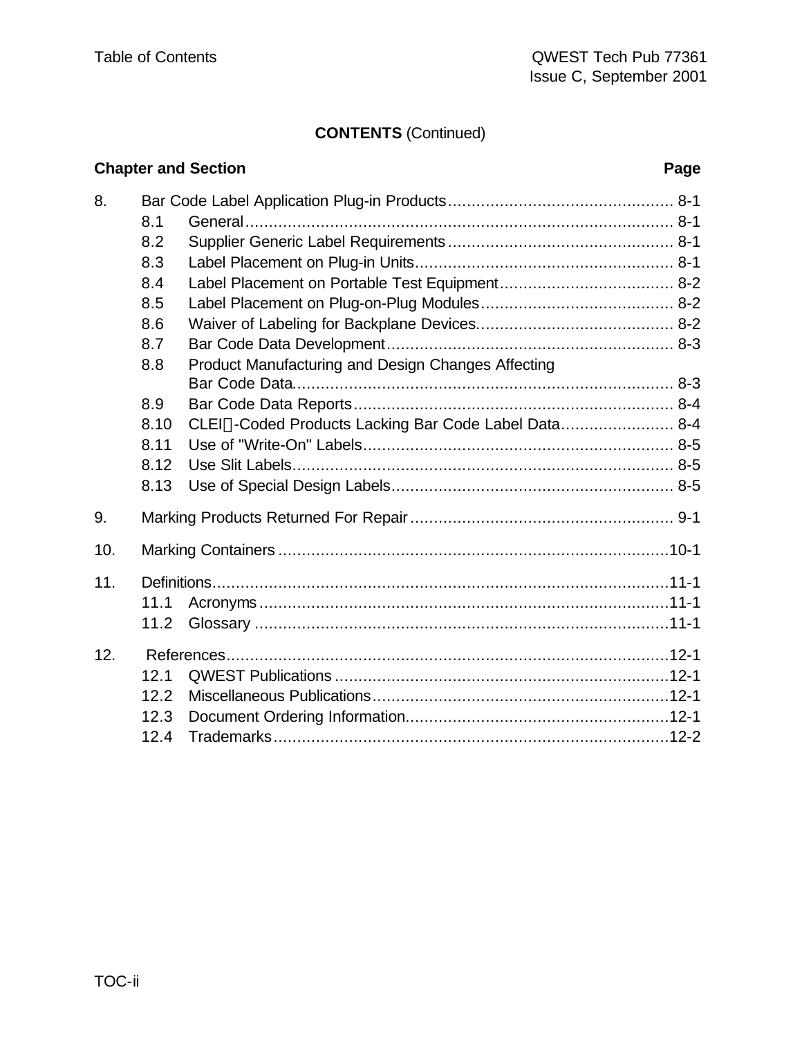**CONTENTS** (Continued)

| Chapter and Section | | Page |
|---|---|---|
| 8. | Bar Code Label Application Plug-in Products | 8-1 |
| 8.1 | General | 8-1 |
| 8.2 | Supplier Generic Label Requirements | 8-1 |
| 8.3 | Label Placement on Plug-in Units | 8-1 |
| 8.4 | Label Placement on Portable Test Equipment | 8-2 |
| 8.5 | Label Placement on Plug-on-Plug Modules | 8-2 |
| 8.6 | Waiver of Labeling for Backplane Devices. | 8-2 |
| 8.7 | Bar Code Data Development | 8-3 |
| 8.8 | Product Manufacturing and Design Changes Affecting Bar Code Data. | 8-3 |
| 8.9 | Bar Code Data Reports | 8-4 |
| 8.10 | CLEI-Coded Products Lacking Bar Code Label Data | 8-4 |
| 8.11 | Use of "Write-On" Labels | 8-5 |
| 8.12 | Use Slit Labels | 8-5 |
| 8.13 | Use of Special Design Labels | 8-5 |
| 9. | Marking Products Returned For Repair | 9-1 |
| 10. | Marking Containers | 10-1 |
| 11. | Definitions | 11-1 |
| 11.1 | Acronyms | 11-1 |
| 11.2 | Glossary | 11-1 |
| 12. | References | 12-1 |
| 12.1 | QWEST Publications | 12-1 |
| 12.2 | Miscellaneous Publications | 12-1 |
| 12.3 | Document Ordering Information. | 12-1 |
| 12.4 | Trademarks | 12-2 |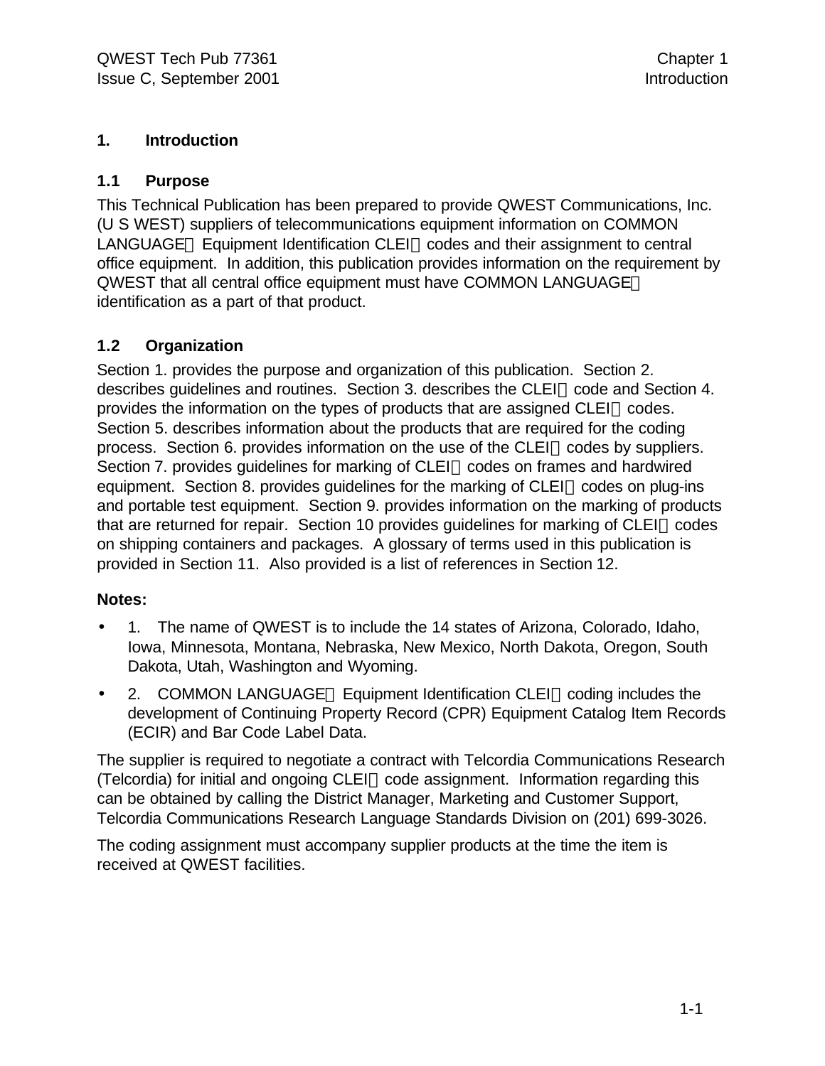# 1. Introduction

## 1.1 Purpose

This Technical Publication has been prepared to provide QWEST Communications, Inc. (U S WEST) suppliers of telecommunications equipment information on COMMON LANGUAGE Equipment Identification CLEI codes and their assignment to central office equipment. In addition, this publication provides information on the requirement by QWEST that all central office equipment must have COMMON LANGUAGE identification as a part of that product.

## 1.2 Organization

Section 1. provides the purpose and organization of this publication. Section 2. describes guidelines and routines. Section 3. describes the CLEI code and Section 4. provides the information on the types of products that are assigned CLEI codes. Section 5. describes information about the products that are required for the coding process. Section 6. provides information on the use of the CLEI codes by suppliers. Section 7. provides guidelines for marking of CLEI codes on frames and hardwired equipment. Section 8. provides guidelines for the marking of CLEI codes on plug-ins and portable test equipment. Section 9. provides information on the marking of products that are returned for repair. Section 10 provides guidelines for marking of CLEI codes on shipping containers and packages. A glossary of terms used in this publication is provided in Section 11. Also provided is a list of references in Section 12.

**Notes:**

- 1. The name of QWEST is to include the 14 states of Arizona, Colorado, Idaho, Iowa, Minnesota, Montana, Nebraska, New Mexico, North Dakota, Oregon, South Dakota, Utah, Washington and Wyoming.
- 2. COMMON LANGUAGE Equipment Identification CLEI coding includes the development of Continuing Property Record (CPR) Equipment Catalog Item Records (ECIR) and Bar Code Label Data.

The supplier is required to negotiate a contract with Telcordia Communications Research (Telcordia) for initial and ongoing CLEI code assignment. Information regarding this can be obtained by calling the District Manager, Marketing and Customer Support, Telcordia Communications Research Language Standards Division on (201) 699-3026.

The coding assignment must accompany supplier products at the time the item is received at QWEST facilities.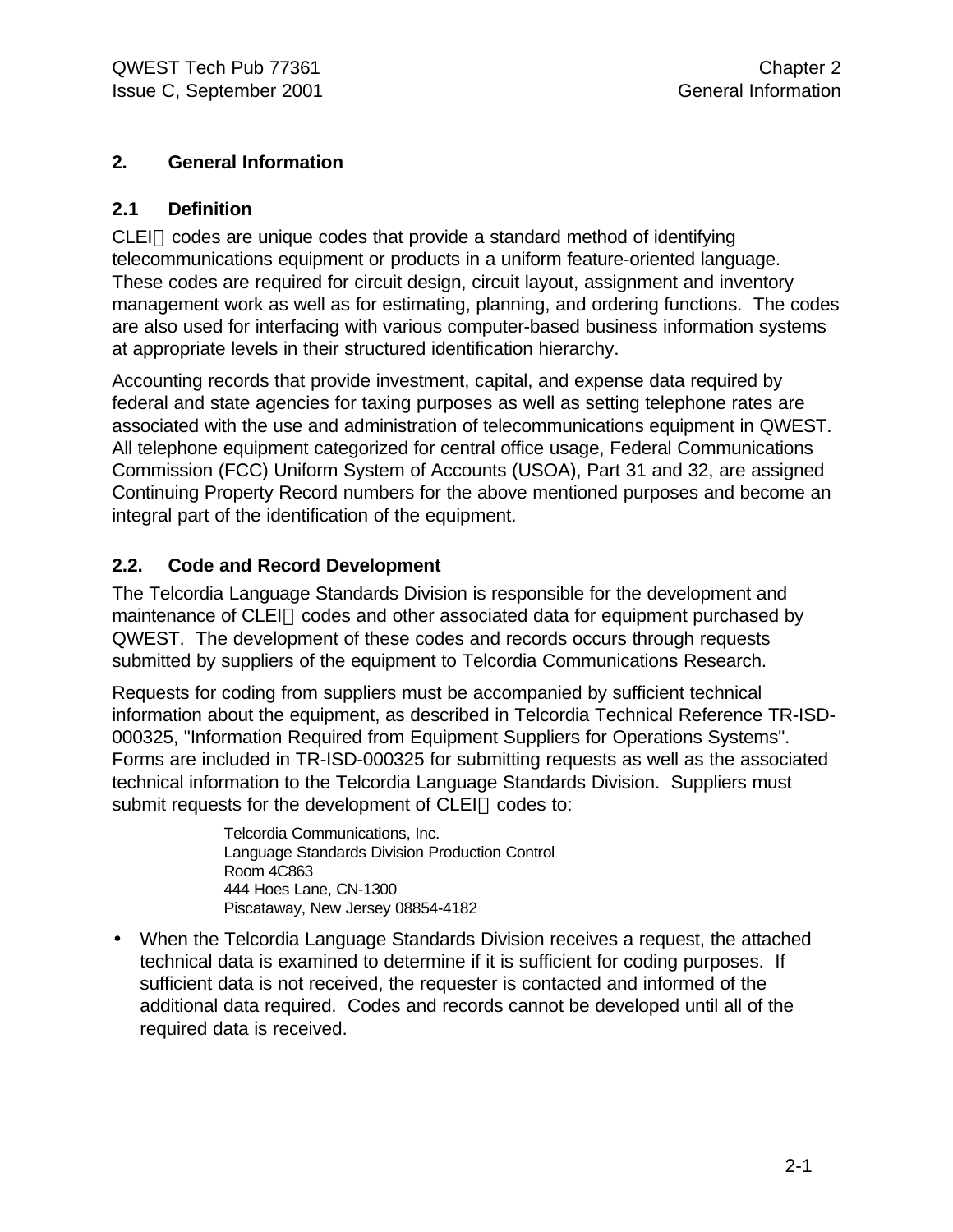## 2. General Information

### 2.1 Definition

CLEI codes are unique codes that provide a standard method of identifying telecommunications equipment or products in a uniform feature-oriented language. These codes are required for circuit design, circuit layout, assignment and inventory management work as well as for estimating, planning, and ordering functions. The codes are also used for interfacing with various computer-based business information systems at appropriate levels in their structured identification hierarchy.

Accounting records that provide investment, capital, and expense data required by federal and state agencies for taxing purposes as well as setting telephone rates are associated with the use and administration of telecommunications equipment in QWEST. All telephone equipment categorized for central office usage, Federal Communications Commission (FCC) Uniform System of Accounts (USOA), Part 31 and 32, are assigned Continuing Property Record numbers for the above mentioned purposes and become an integral part of the identification of the equipment.

### 2.2. Code and Record Development

The Telcordia Language Standards Division is responsible for the development and maintenance of CLEI codes and other associated data for equipment purchased by QWEST. The development of these codes and records occurs through requests submitted by suppliers of the equipment to Telcordia Communications Research.

Requests for coding from suppliers must be accompanied by sufficient technical information about the equipment, as described in Telcordia Technical Reference TR-ISD-000325, "Information Required from Equipment Suppliers for Operations Systems". Forms are included in TR-ISD-000325 for submitting requests as well as the associated technical information to the Telcordia Language Standards Division. Suppliers must submit requests for the development of CLEI codes to:

> Telcordia Communications, Inc.
> Language Standards Division Production Control
> Room 4C863
> 444 Hoes Lane, CN-1300
> Piscataway, New Jersey 08854-4182

- When the Telcordia Language Standards Division receives a request, the attached technical data is examined to determine if it is sufficient for coding purposes. If sufficient data is not received, the requester is contacted and informed of the additional data required. Codes and records cannot be developed until all of the required data is received.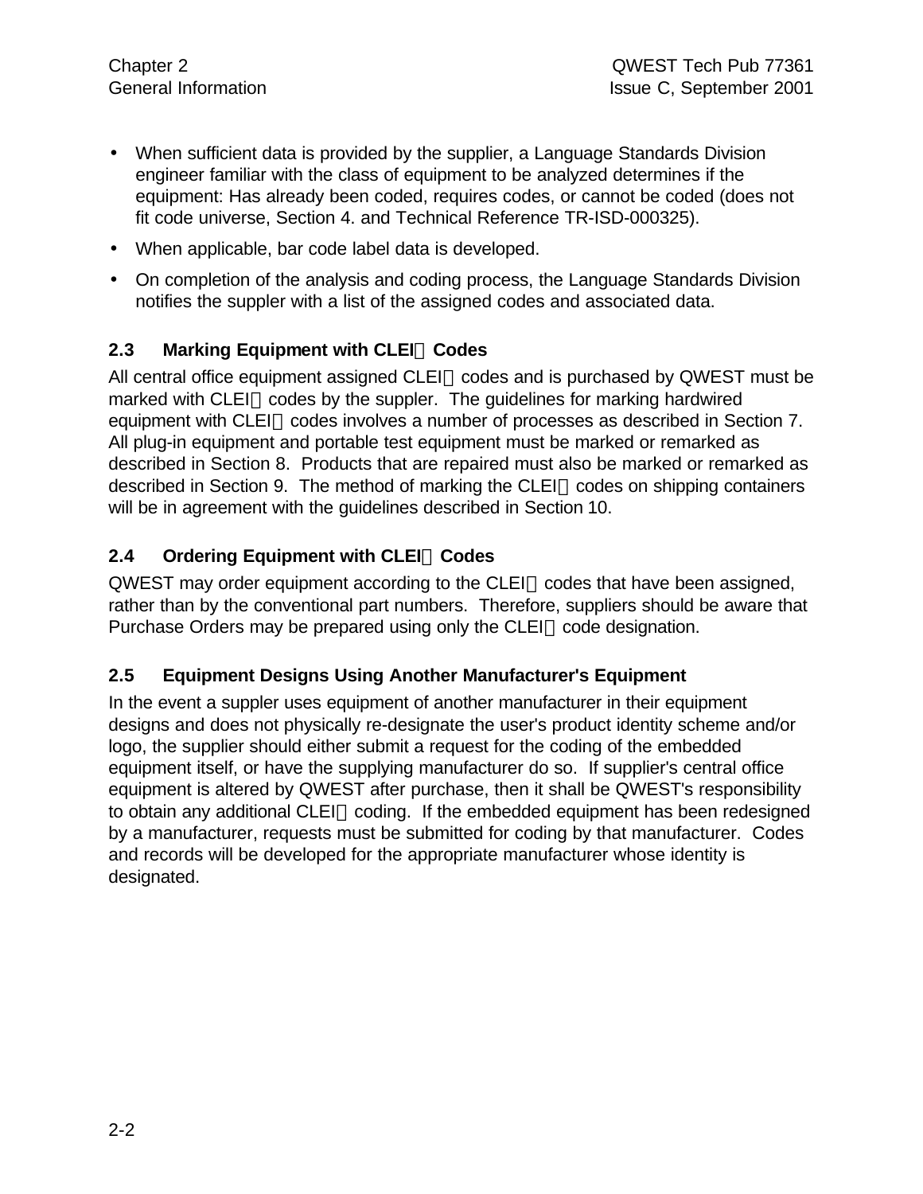- When sufficient data is provided by the supplier, a Language Standards Division engineer familiar with the class of equipment to be analyzed determines if the equipment: Has already been coded, requires codes, or cannot be coded (does not fit code universe, Section 4. and Technical Reference TR-ISD-000325).
- When applicable, bar code label data is developed.
- On completion of the analysis and coding process, the Language Standards Division notifies the suppler with a list of the assigned codes and associated data.

### 2.3 Marking Equipment with CLEI Codes

All central office equipment assigned CLEI codes and is purchased by QWEST must be marked with CLEI codes by the suppler. The guidelines for marking hardwired equipment with CLEI codes involves a number of processes as described in Section 7. All plug-in equipment and portable test equipment must be marked or remarked as described in Section 8. Products that are repaired must also be marked or remarked as described in Section 9. The method of marking the CLEI codes on shipping containers will be in agreement with the guidelines described in Section 10.

### 2.4 Ordering Equipment with CLEI Codes

QWEST may order equipment according to the CLEI codes that have been assigned, rather than by the conventional part numbers. Therefore, suppliers should be aware that Purchase Orders may be prepared using only the CLEI code designation.

### 2.5 Equipment Designs Using Another Manufacturer's Equipment

In the event a suppler uses equipment of another manufacturer in their equipment designs and does not physically re-designate the user's product identity scheme and/or logo, the supplier should either submit a request for the coding of the embedded equipment itself, or have the supplying manufacturer do so. If supplier's central office equipment is altered by QWEST after purchase, then it shall be QWEST's responsibility to obtain any additional CLEI coding. If the embedded equipment has been redesigned by a manufacturer, requests must be submitted for coding by that manufacturer. Codes and records will be developed for the appropriate manufacturer whose identity is designated.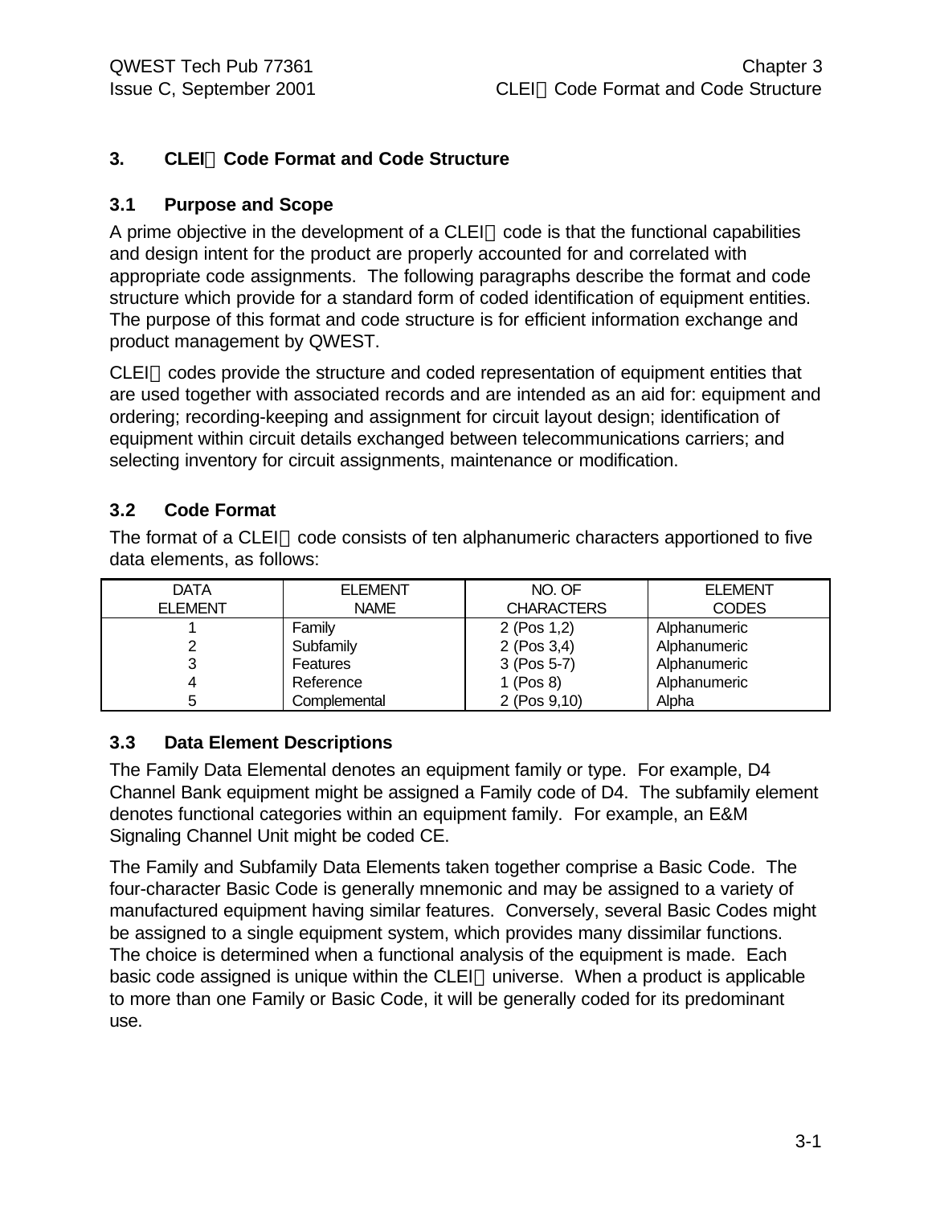# 3. CLEI Code Format and Code Structure

## 3.1 Purpose and Scope

A prime objective in the development of a CLEI code is that the functional capabilities and design intent for the product are properly accounted for and correlated with appropriate code assignments. The following paragraphs describe the format and code structure which provide for a standard form of coded identification of equipment entities. The purpose of this format and code structure is for efficient information exchange and product management by QWEST.

CLEI codes provide the structure and coded representation of equipment entities that are used together with associated records and are intended as an aid for: equipment and ordering; recording-keeping and assignment for circuit layout design; identification of equipment within circuit details exchanged between telecommunications carriers; and selecting inventory for circuit assignments, maintenance or modification.

## 3.2 Code Format

The format of a CLEI code consists of ten alphanumeric characters apportioned to five data elements, as follows:

| DATA ELEMENT | ELEMENT NAME | NO. OF CHARACTERS | ELEMENT CODES |
|---|---|---|---|
| 1 | Family | 2 (Pos 1,2) | Alphanumeric |
| 2 | Subfamily | 2 (Pos 3,4) | Alphanumeric |
| 3 | Features | 3 (Pos 5-7) | Alphanumeric |
| 4 | Reference | 1 (Pos 8) | Alphanumeric |
| 5 | Complemental | 2 (Pos 9,10) | Alpha |

## 3.3 Data Element Descriptions

The Family Data Elemental denotes an equipment family or type. For example, D4 Channel Bank equipment might be assigned a Family code of D4. The subfamily element denotes functional categories within an equipment family. For example, an E&M Signaling Channel Unit might be coded CE.

The Family and Subfamily Data Elements taken together comprise a Basic Code. The four-character Basic Code is generally mnemonic and may be assigned to a variety of manufactured equipment having similar features. Conversely, several Basic Codes might be assigned to a single equipment system, which provides many dissimilar functions. The choice is determined when a functional analysis of the equipment is made. Each basic code assigned is unique within the CLEI universe. When a product is applicable to more than one Family or Basic Code, it will be generally coded for its predominant use.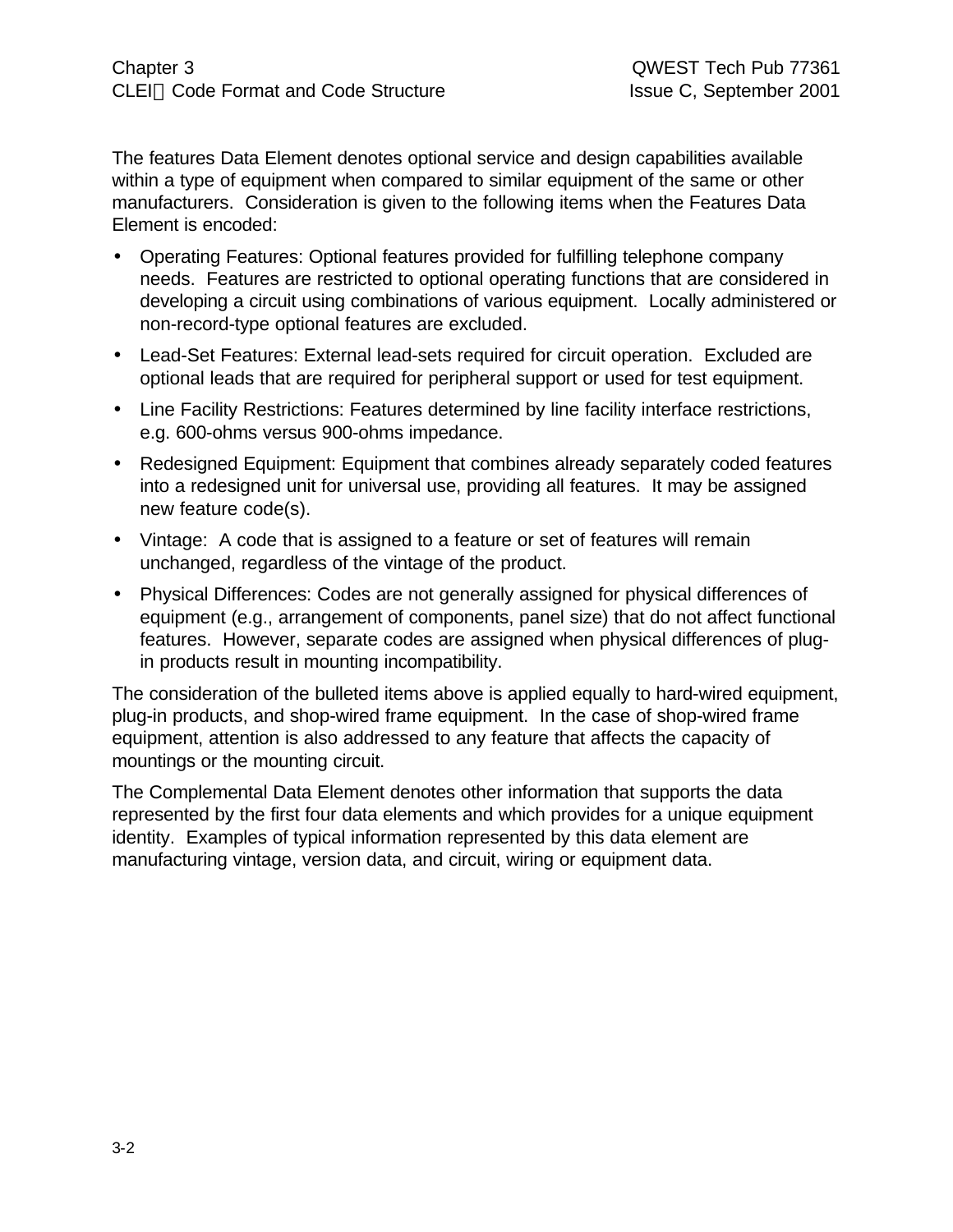The features Data Element denotes optional service and design capabilities available within a type of equipment when compared to similar equipment of the same or other manufacturers. Consideration is given to the following items when the Features Data Element is encoded:

- Operating Features: Optional features provided for fulfilling telephone company needs. Features are restricted to optional operating functions that are considered in developing a circuit using combinations of various equipment. Locally administered or non-record-type optional features are excluded.
- Lead-Set Features: External lead-sets required for circuit operation. Excluded are optional leads that are required for peripheral support or used for test equipment.
- Line Facility Restrictions: Features determined by line facility interface restrictions, e.g. 600-ohms versus 900-ohms impedance.
- Redesigned Equipment: Equipment that combines already separately coded features into a redesigned unit for universal use, providing all features. It may be assigned new feature code(s).
- Vintage: A code that is assigned to a feature or set of features will remain unchanged, regardless of the vintage of the product.
- Physical Differences: Codes are not generally assigned for physical differences of equipment (e.g., arrangement of components, panel size) that do not affect functional features. However, separate codes are assigned when physical differences of plug-in products result in mounting incompatibility.

The consideration of the bulleted items above is applied equally to hard-wired equipment, plug-in products, and shop-wired frame equipment. In the case of shop-wired frame equipment, attention is also addressed to any feature that affects the capacity of mountings or the mounting circuit.

The Complemental Data Element denotes other information that supports the data represented by the first four data elements and which provides for a unique equipment identity. Examples of typical information represented by this data element are manufacturing vintage, version data, and circuit, wiring or equipment data.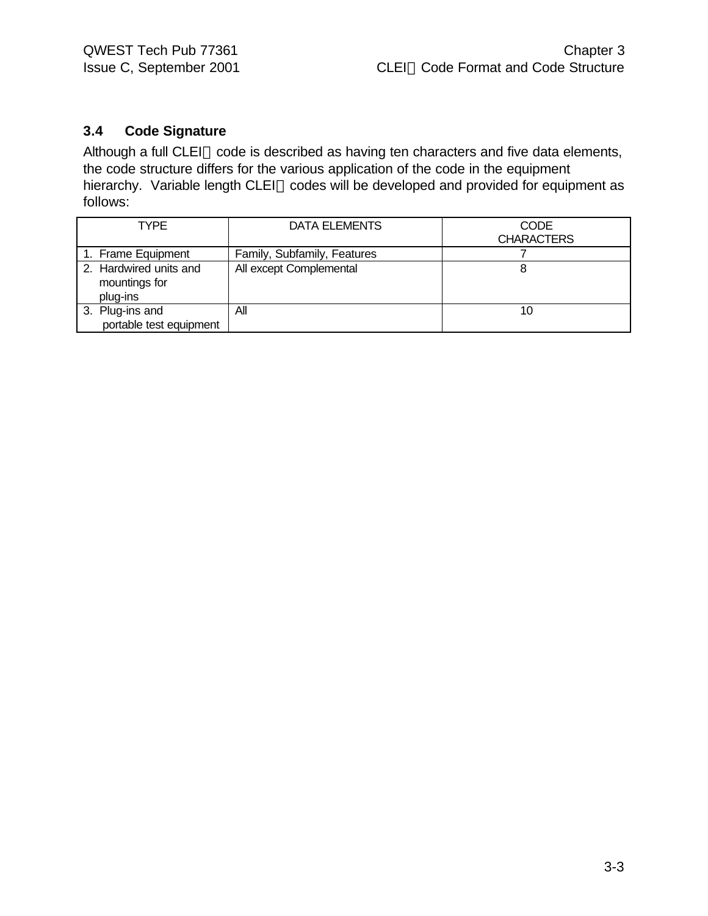### 3.4 Code Signature

Although a full CLEI code is described as having ten characters and five data elements, the code structure differs for the various application of the code in the equipment hierarchy. Variable length CLEI codes will be developed and provided for equipment as follows:

| TYPE | DATA ELEMENTS | CODE CHARACTERS |
|---|---|---|
| 1. Frame Equipment | Family, Subfamily, Features | 7 |
| 2. Hardwired units and mountings for plug-ins | All except Complemental | 8 |
| 3. Plug-ins and portable test equipment | All | 10 |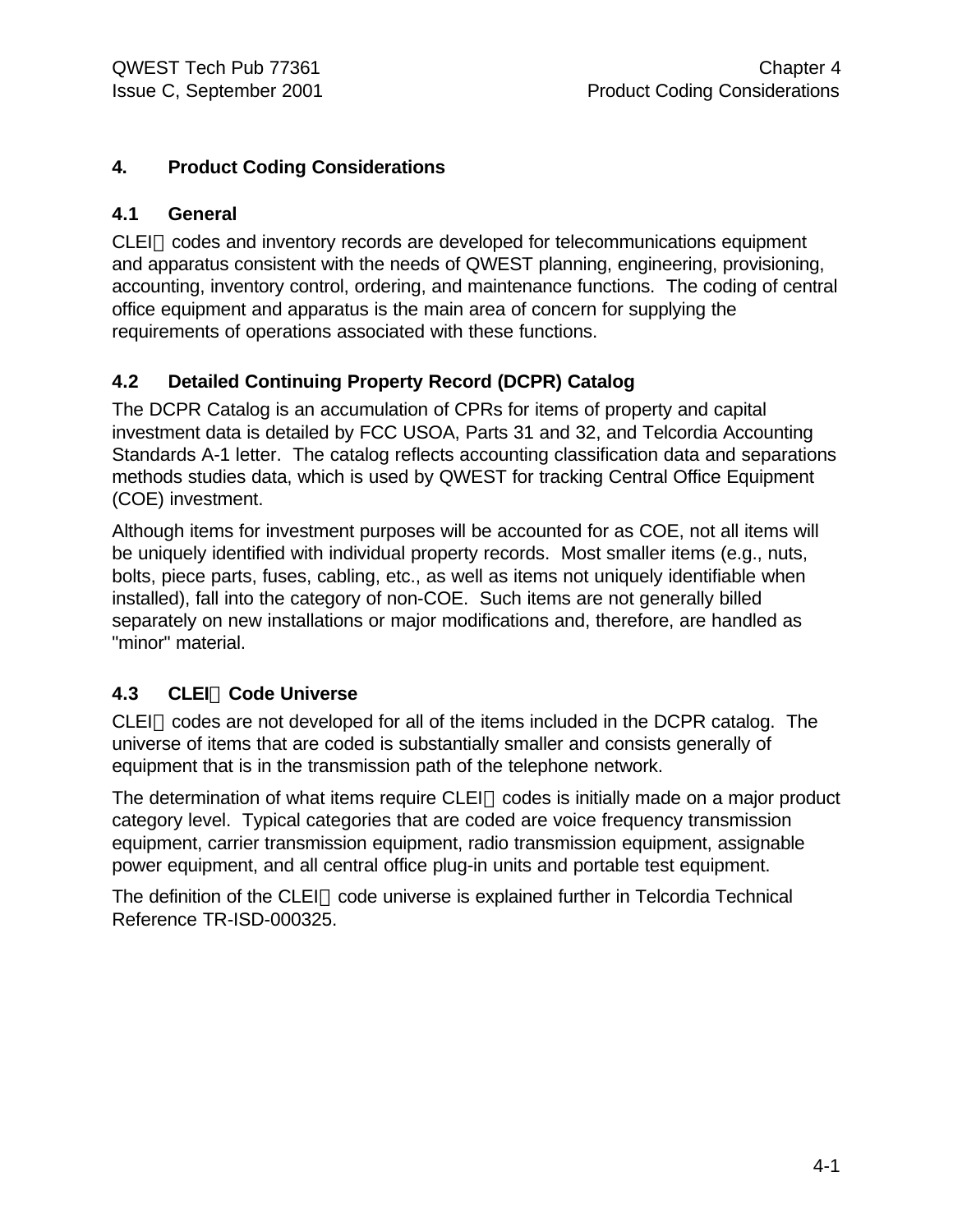# 4. Product Coding Considerations

## 4.1 General

CLEI codes and inventory records are developed for telecommunications equipment and apparatus consistent with the needs of QWEST planning, engineering, provisioning, accounting, inventory control, ordering, and maintenance functions. The coding of central office equipment and apparatus is the main area of concern for supplying the requirements of operations associated with these functions.

## 4.2 Detailed Continuing Property Record (DCPR) Catalog

The DCPR Catalog is an accumulation of CPRs for items of property and capital investment data is detailed by FCC USOA, Parts 31 and 32, and Telcordia Accounting Standards A-1 letter. The catalog reflects accounting classification data and separations methods studies data, which is used by QWEST for tracking Central Office Equipment (COE) investment.

Although items for investment purposes will be accounted for as COE, not all items will be uniquely identified with individual property records. Most smaller items (e.g., nuts, bolts, piece parts, fuses, cabling, etc., as well as items not uniquely identifiable when installed), fall into the category of non-COE. Such items are not generally billed separately on new installations or major modifications and, therefore, are handled as "minor" material.

## 4.3 CLEI Code Universe

CLEI codes are not developed for all of the items included in the DCPR catalog. The universe of items that are coded is substantially smaller and consists generally of equipment that is in the transmission path of the telephone network.

The determination of what items require CLEI codes is initially made on a major product category level. Typical categories that are coded are voice frequency transmission equipment, carrier transmission equipment, radio transmission equipment, assignable power equipment, and all central office plug-in units and portable test equipment.

The definition of the CLEI code universe is explained further in Telcordia Technical Reference TR-ISD-000325.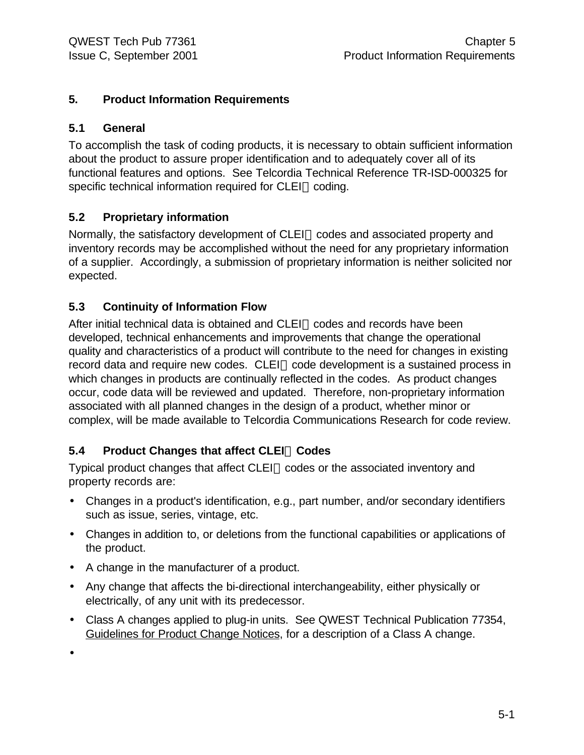## 5. Product Information Requirements

### 5.1 General

To accomplish the task of coding products, it is necessary to obtain sufficient information about the product to assure proper identification and to adequately cover all of its functional features and options. See Telcordia Technical Reference TR-ISD-000325 for specific technical information required for CLEI coding.

### 5.2 Proprietary information

Normally, the satisfactory development of CLEI codes and associated property and inventory records may be accomplished without the need for any proprietary information of a supplier. Accordingly, a submission of proprietary information is neither solicited nor expected.

### 5.3 Continuity of Information Flow

After initial technical data is obtained and CLEI codes and records have been developed, technical enhancements and improvements that change the operational quality and characteristics of a product will contribute to the need for changes in existing record data and require new codes. CLEI code development is a sustained process in which changes in products are continually reflected in the codes. As product changes occur, code data will be reviewed and updated. Therefore, non-proprietary information associated with all planned changes in the design of a product, whether minor or complex, will be made available to Telcordia Communications Research for code review.

### 5.4 Product Changes that affect CLEI Codes

Typical product changes that affect CLEI codes or the associated inventory and property records are:

- Changes in a product's identification, e.g., part number, and/or secondary identifiers such as issue, series, vintage, etc.
- Changes in addition to, or deletions from the functional capabilities or applications of the product.
- A change in the manufacturer of a product.
- Any change that affects the bi-directional interchangeability, either physically or electrically, of any unit with its predecessor.
- Class A changes applied to plug-in units. See QWEST Technical Publication 77354, Guidelines for Product Change Notices, for a description of a Class A change.
-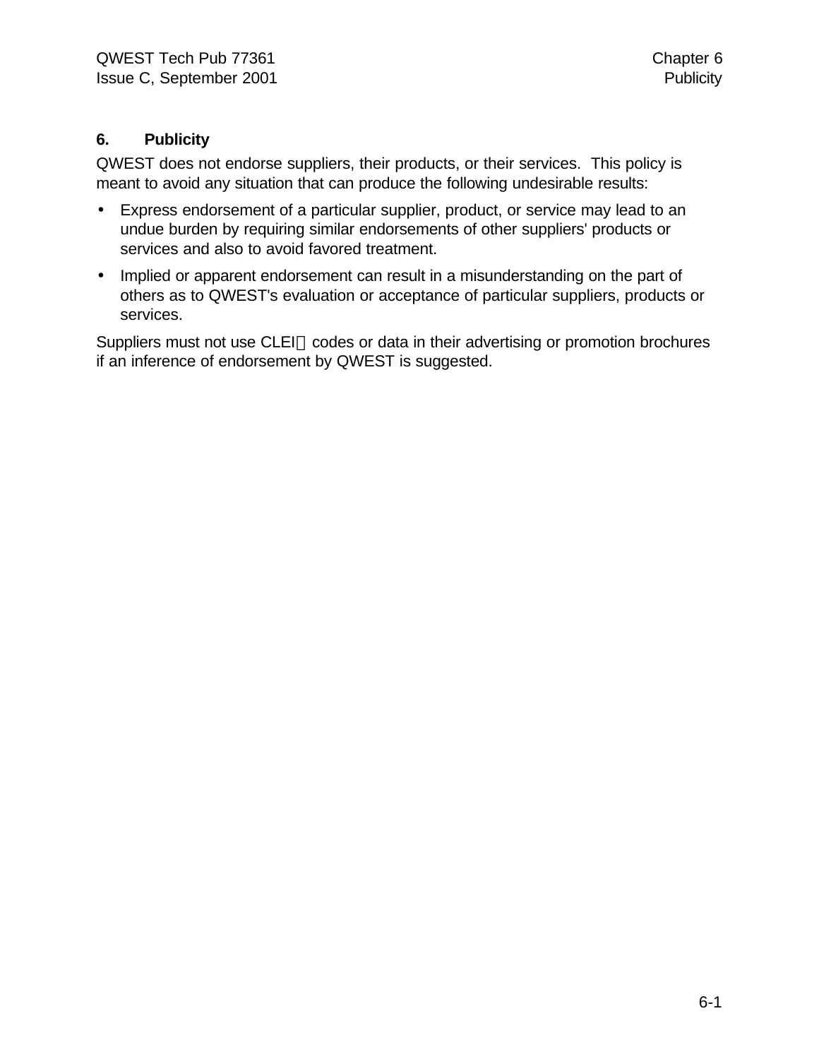## 6. Publicity

QWEST does not endorse suppliers, their products, or their services. This policy is meant to avoid any situation that can produce the following undesirable results:

- Express endorsement of a particular supplier, product, or service may lead to an undue burden by requiring similar endorsements of other suppliers' products or services and also to avoid favored treatment.
- Implied or apparent endorsement can result in a misunderstanding on the part of others as to QWEST's evaluation or acceptance of particular suppliers, products or services.

Suppliers must not use CLEI™ codes or data in their advertising or promotion brochures if an inference of endorsement by QWEST is suggested.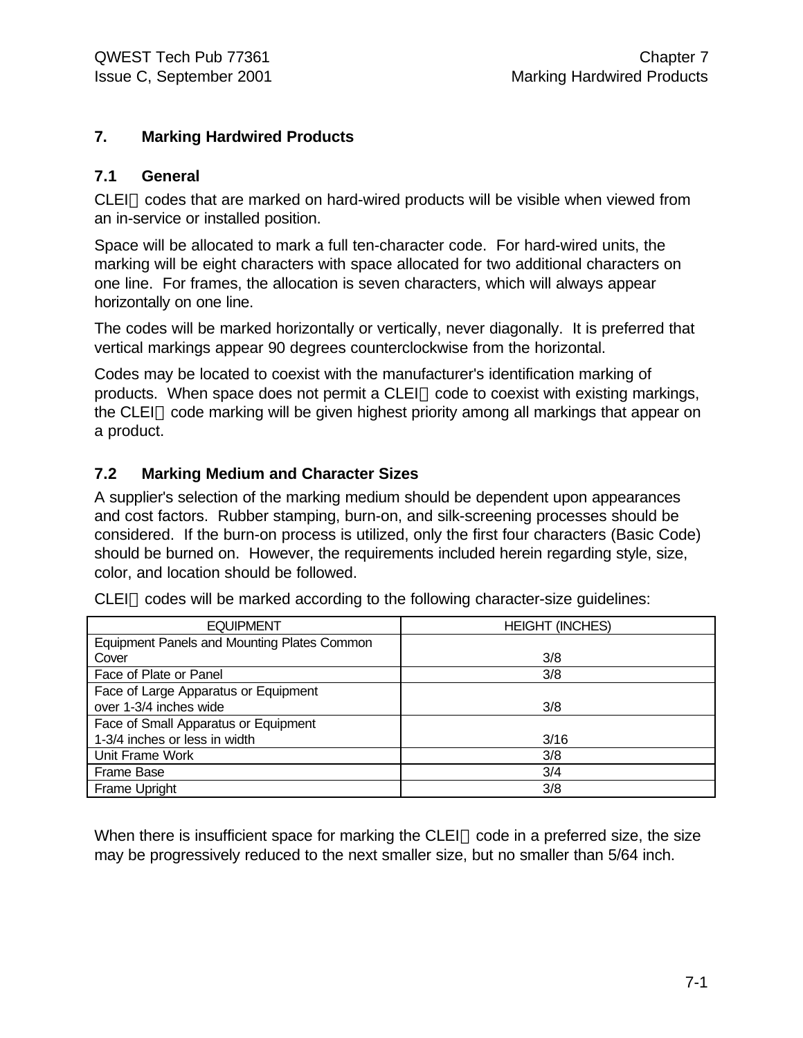## 7. Marking Hardwired Products

### 7.1 General

CLEI codes that are marked on hard-wired products will be visible when viewed from an in-service or installed position.

Space will be allocated to mark a full ten-character code. For hard-wired units, the marking will be eight characters with space allocated for two additional characters on one line. For frames, the allocation is seven characters, which will always appear horizontally on one line.

The codes will be marked horizontally or vertically, never diagonally. It is preferred that vertical markings appear 90 degrees counterclockwise from the horizontal.

Codes may be located to coexist with the manufacturer's identification marking of products. When space does not permit a CLEI code to coexist with existing markings, the CLEI code marking will be given highest priority among all markings that appear on a product.

### 7.2 Marking Medium and Character Sizes

A supplier's selection of the marking medium should be dependent upon appearances and cost factors. Rubber stamping, burn-on, and silk-screening processes should be considered. If the burn-on process is utilized, only the first four characters (Basic Code) should be burned on. However, the requirements included herein regarding style, size, color, and location should be followed.

CLEI codes will be marked according to the following character-size guidelines:

| EQUIPMENT | HEIGHT (INCHES) |
|---|---|
| Equipment Panels and Mounting Plates Common Cover | 3/8 |
| Face of Plate or Panel | 3/8 |
| Face of Large Apparatus or Equipment over 1-3/4 inches wide | 3/8 |
| Face of Small Apparatus or Equipment 1-3/4 inches or less in width | 3/16 |
| Unit Frame Work | 3/8 |
| Frame Base | 3/4 |
| Frame Upright | 3/8 |

When there is insufficient space for marking the CLEI code in a preferred size, the size may be progressively reduced to the next smaller size, but no smaller than 5/64 inch.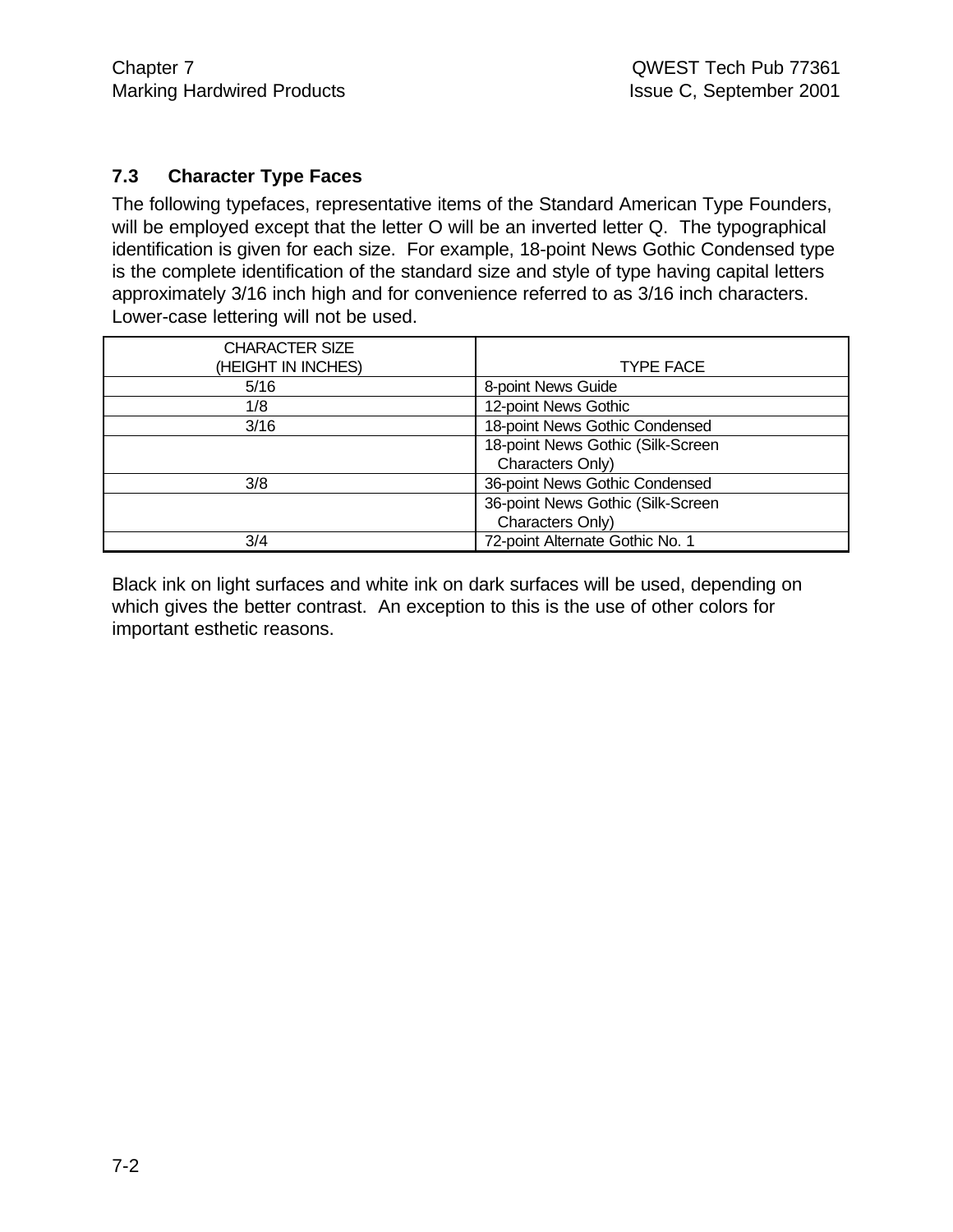### 7.3 Character Type Faces

The following typefaces, representative items of the Standard American Type Founders, will be employed except that the letter O will be an inverted letter Q. The typographical identification is given for each size. For example, 18-point News Gothic Condensed type is the complete identification of the standard size and style of type having capital letters approximately 3/16 inch high and for convenience referred to as 3/16 inch characters. Lower-case lettering will not be used.

| CHARACTER SIZE (HEIGHT IN INCHES) | TYPE FACE |
|---|---|
| 5/16 | 8-point News Guide |
| 1/8 | 12-point News Gothic |
| 3/16 | 18-point News Gothic Condensed |
| | 18-point News Gothic (Silk-Screen Characters Only) |
| 3/8 | 36-point News Gothic Condensed |
| | 36-point News Gothic (Silk-Screen Characters Only) |
| 3/4 | 72-point Alternate Gothic No. 1 |

Black ink on light surfaces and white ink on dark surfaces will be used, depending on which gives the better contrast. An exception to this is the use of other colors for important esthetic reasons.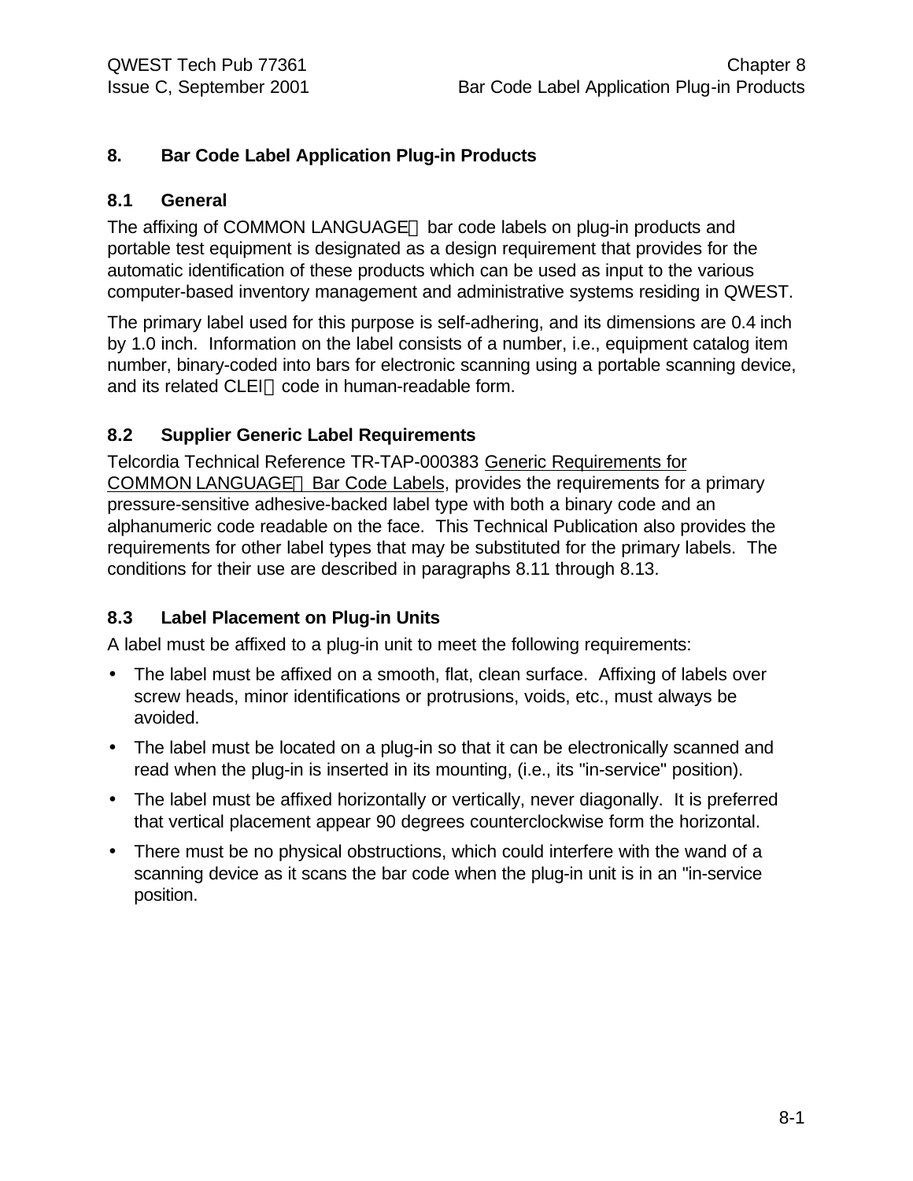# 8. Bar Code Label Application Plug-in Products

## 8.1 General

The affixing of COMMON LANGUAGE bar code labels on plug-in products and portable test equipment is designated as a design requirement that provides for the automatic identification of these products which can be used as input to the various computer-based inventory management and administrative systems residing in QWEST.

The primary label used for this purpose is self-adhering, and its dimensions are 0.4 inch by 1.0 inch. Information on the label consists of a number, i.e., equipment catalog item number, binary-coded into bars for electronic scanning using a portable scanning device, and its related CLEI code in human-readable form.

## 8.2 Supplier Generic Label Requirements

Telcordia Technical Reference TR-TAP-000383 Generic Requirements for COMMON LANGUAGE Bar Code Labels, provides the requirements for a primary pressure-sensitive adhesive-backed label type with both a binary code and an alphanumeric code readable on the face. This Technical Publication also provides the requirements for other label types that may be substituted for the primary labels. The conditions for their use are described in paragraphs 8.11 through 8.13.

## 8.3 Label Placement on Plug-in Units

A label must be affixed to a plug-in unit to meet the following requirements:

- The label must be affixed on a smooth, flat, clean surface. Affixing of labels over screw heads, minor identifications or protrusions, voids, etc., must always be avoided.
- The label must be located on a plug-in so that it can be electronically scanned and read when the plug-in is inserted in its mounting, (i.e., its "in-service" position).
- The label must be affixed horizontally or vertically, never diagonally. It is preferred that vertical placement appear 90 degrees counterclockwise form the horizontal.
- There must be no physical obstructions, which could interfere with the wand of a scanning device as it scans the bar code when the plug-in unit is in an "in-service position.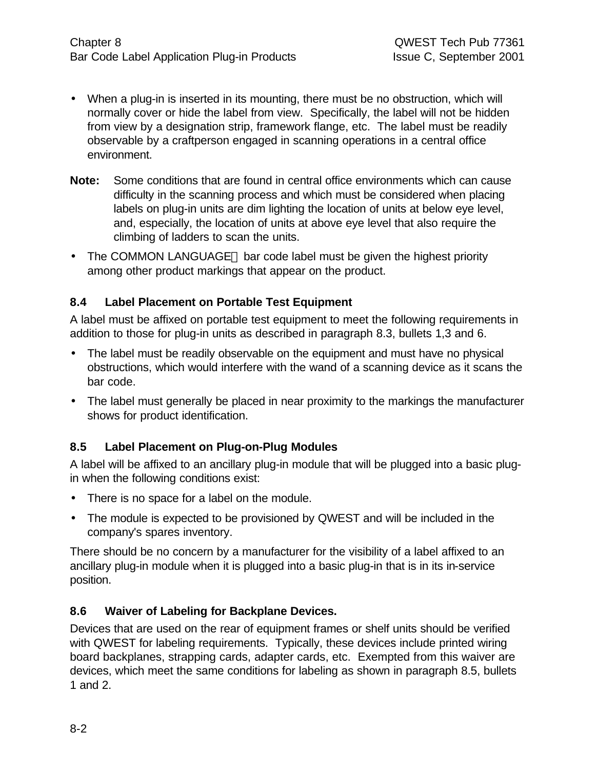- When a plug-in is inserted in its mounting, there must be no obstruction, which will normally cover or hide the label from view. Specifically, the label will not be hidden from view by a designation strip, framework flange, etc. The label must be readily observable by a craftperson engaged in scanning operations in a central office environment.

**Note:** Some conditions that are found in central office environments which can cause difficulty in the scanning process and which must be considered when placing labels on plug-in units are dim lighting the location of units at below eye level, and, especially, the location of units at above eye level that also require the climbing of ladders to scan the units.

- The COMMON LANGUAGE® bar code label must be given the highest priority among other product markings that appear on the product.

### 8.4 Label Placement on Portable Test Equipment

A label must be affixed on portable test equipment to meet the following requirements in addition to those for plug-in units as described in paragraph 8.3, bullets 1,3 and 6.

- The label must be readily observable on the equipment and must have no physical obstructions, which would interfere with the wand of a scanning device as it scans the bar code.
- The label must generally be placed in near proximity to the markings the manufacturer shows for product identification.

### 8.5 Label Placement on Plug-on-Plug Modules

A label will be affixed to an ancillary plug-in module that will be plugged into a basic plug-in when the following conditions exist:

- There is no space for a label on the module.
- The module is expected to be provisioned by QWEST and will be included in the company's spares inventory.

There should be no concern by a manufacturer for the visibility of a label affixed to an ancillary plug-in module when it is plugged into a basic plug-in that is in its in-service position.

### 8.6 Waiver of Labeling for Backplane Devices.

Devices that are used on the rear of equipment frames or shelf units should be verified with QWEST for labeling requirements. Typically, these devices include printed wiring board backplanes, strapping cards, adapter cards, etc. Exempted from this waiver are devices, which meet the same conditions for labeling as shown in paragraph 8.5, bullets 1 and 2.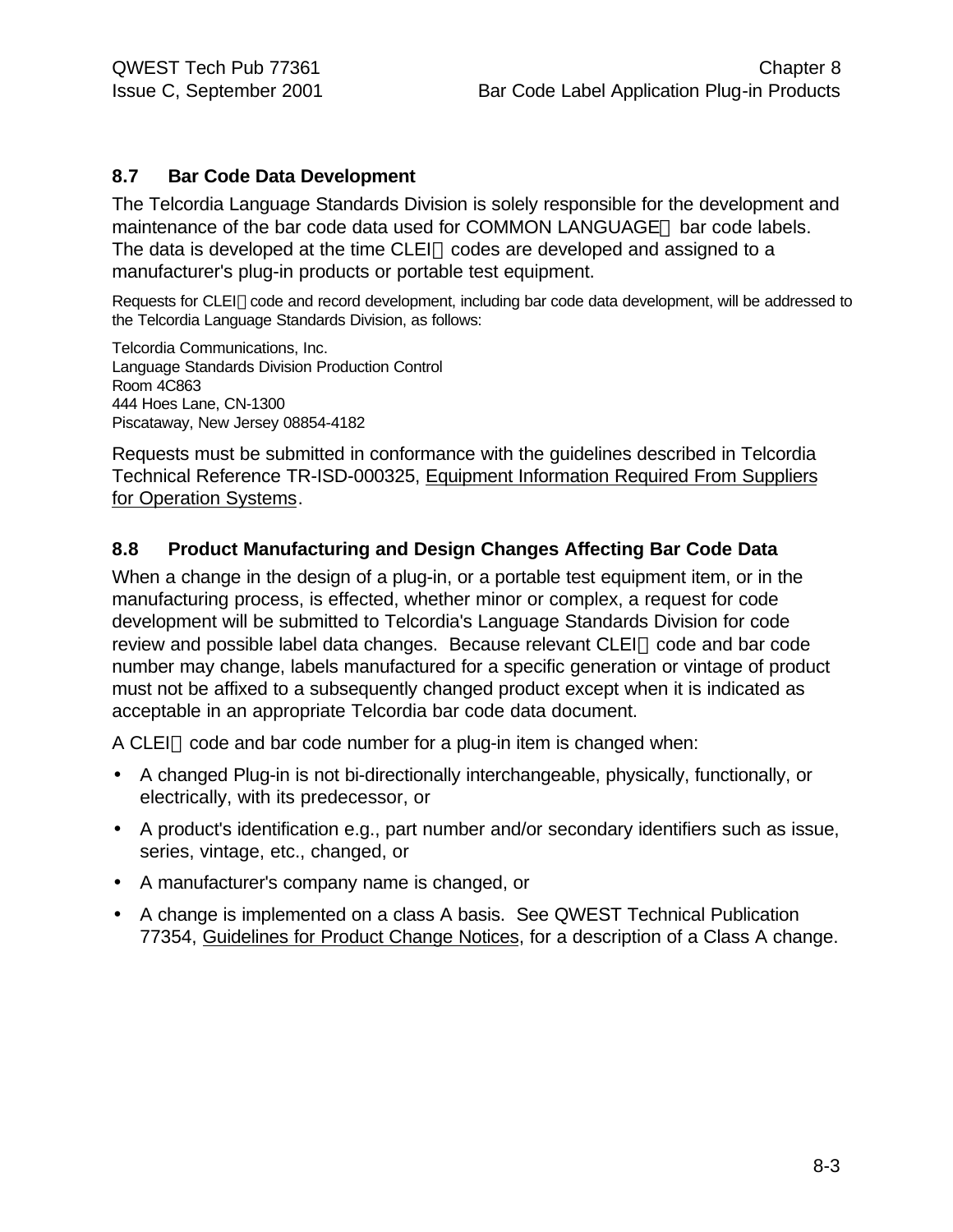## 8.7 Bar Code Data Development

The Telcordia Language Standards Division is solely responsible for the development and maintenance of the bar code data used for COMMON LANGUAGE® bar code labels. The data is developed at the time CLEI® codes are developed and assigned to a manufacturer's plug-in products or portable test equipment.

Requests for CLEI® code and record development, including bar code data development, will be addressed to the Telcordia Language Standards Division, as follows:

Telcordia Communications, Inc.
Language Standards Division Production Control
Room 4C863
444 Hoes Lane, CN-1300
Piscataway, New Jersey 08854-4182

Requests must be submitted in conformance with the guidelines described in Telcordia Technical Reference TR-ISD-000325, Equipment Information Required From Suppliers for Operation Systems.

## 8.8 Product Manufacturing and Design Changes Affecting Bar Code Data

When a change in the design of a plug-in, or a portable test equipment item, or in the manufacturing process, is effected, whether minor or complex, a request for code development will be submitted to Telcordia's Language Standards Division for code review and possible label data changes. Because relevant CLEI® code and bar code number may change, labels manufactured for a specific generation or vintage of product must not be affixed to a subsequently changed product except when it is indicated as acceptable in an appropriate Telcordia bar code data document.

A CLEI® code and bar code number for a plug-in item is changed when:

- A changed Plug-in is not bi-directionally interchangeable, physically, functionally, or electrically, with its predecessor, or
- A product's identification e.g., part number and/or secondary identifiers such as issue, series, vintage, etc., changed, or
- A manufacturer's company name is changed, or
- A change is implemented on a class A basis. See QWEST Technical Publication 77354, Guidelines for Product Change Notices, for a description of a Class A change.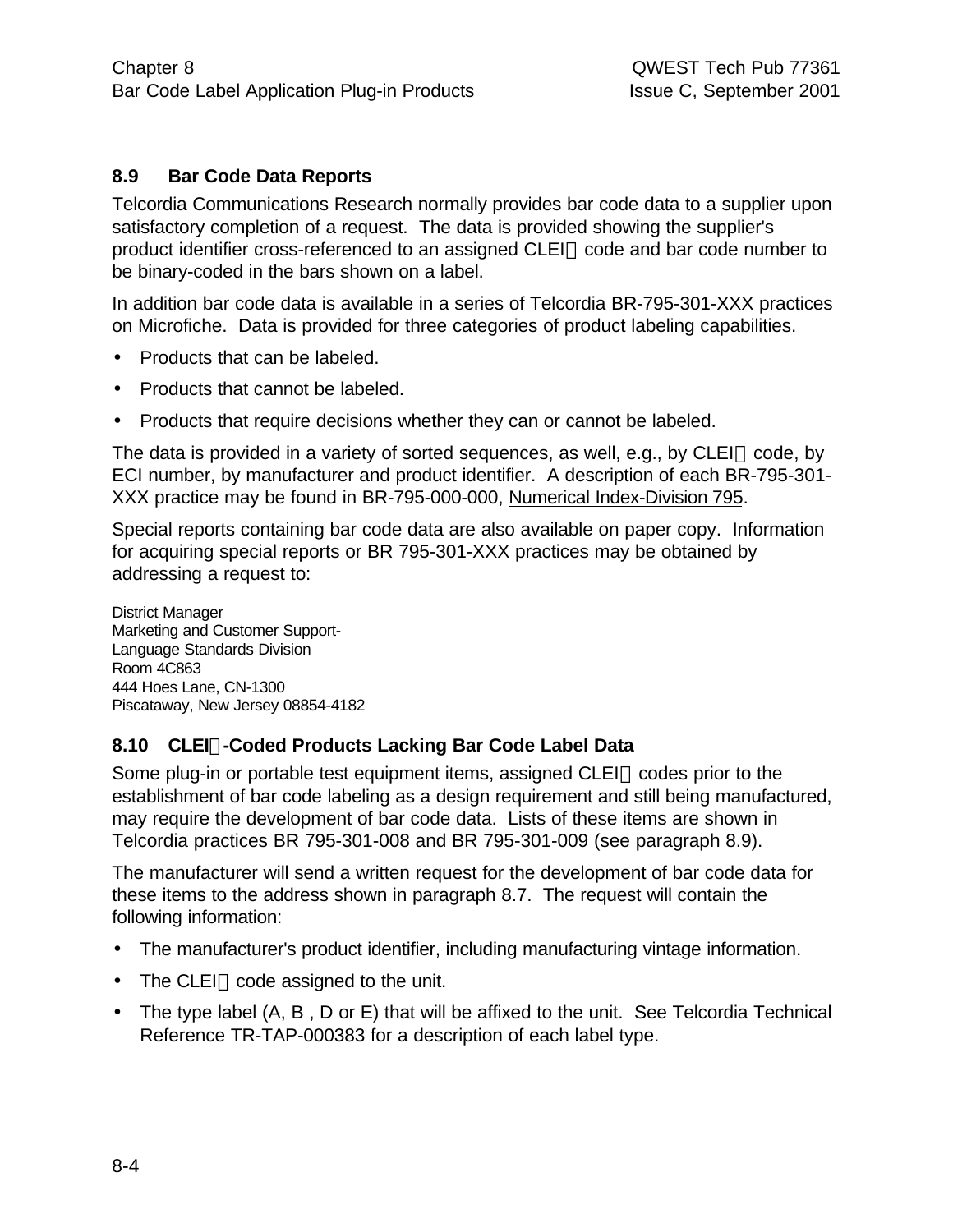## 8.9 Bar Code Data Reports

Telcordia Communications Research normally provides bar code data to a supplier upon satisfactory completion of a request. The data is provided showing the supplier's product identifier cross-referenced to an assigned CLEI code and bar code number to be binary-coded in the bars shown on a label.

In addition bar code data is available in a series of Telcordia BR-795-301-XXX practices on Microfiche. Data is provided for three categories of product labeling capabilities.

- Products that can be labeled.
- Products that cannot be labeled.
- Products that require decisions whether they can or cannot be labeled.

The data is provided in a variety of sorted sequences, as well, e.g., by CLEI code, by ECI number, by manufacturer and product identifier. A description of each BR-795-301-XXX practice may be found in BR-795-000-000, Numerical Index-Division 795.

Special reports containing bar code data are also available on paper copy. Information for acquiring special reports or BR 795-301-XXX practices may be obtained by addressing a request to:

District Manager
Marketing and Customer Support-
Language Standards Division
Room 4C863
444 Hoes Lane, CN-1300
Piscataway, New Jersey 08854-4182

## 8.10 CLEI-Coded Products Lacking Bar Code Label Data

Some plug-in or portable test equipment items, assigned CLEI codes prior to the establishment of bar code labeling as a design requirement and still being manufactured, may require the development of bar code data. Lists of these items are shown in Telcordia practices BR 795-301-008 and BR 795-301-009 (see paragraph 8.9).

The manufacturer will send a written request for the development of bar code data for these items to the address shown in paragraph 8.7. The request will contain the following information:

- The manufacturer's product identifier, including manufacturing vintage information.
- The CLEI code assigned to the unit.
- The type label (A, B , D or E) that will be affixed to the unit. See Telcordia Technical Reference TR-TAP-000383 for a description of each label type.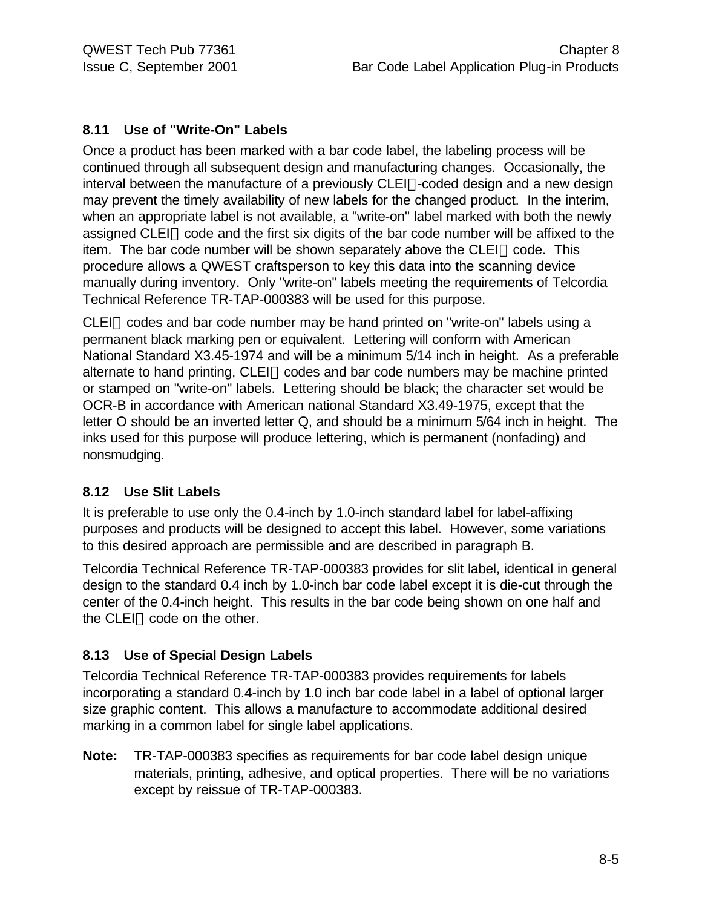## 8.11 Use of "Write-On" Labels

Once a product has been marked with a bar code label, the labeling process will be continued through all subsequent design and manufacturing changes. Occasionally, the interval between the manufacture of a previously CLEI-coded design and a new design may prevent the timely availability of new labels for the changed product. In the interim, when an appropriate label is not available, a "write-on" label marked with both the newly assigned CLEI code and the first six digits of the bar code number will be affixed to the item. The bar code number will be shown separately above the CLEI code. This procedure allows a QWEST craftsperson to key this data into the scanning device manually during inventory. Only "write-on" labels meeting the requirements of Telcordia Technical Reference TR-TAP-000383 will be used for this purpose.

CLEI codes and bar code number may be hand printed on "write-on" labels using a permanent black marking pen or equivalent. Lettering will conform with American National Standard X3.45-1974 and will be a minimum 5/14 inch in height. As a preferable alternate to hand printing, CLEI codes and bar code numbers may be machine printed or stamped on "write-on" labels. Lettering should be black; the character set would be OCR-B in accordance with American national Standard X3.49-1975, except that the letter O should be an inverted letter Q, and should be a minimum 5/64 inch in height. The inks used for this purpose will produce lettering, which is permanent (nonfading) and nonsmudging.

## 8.12 Use Slit Labels

It is preferable to use only the 0.4-inch by 1.0-inch standard label for label-affixing purposes and products will be designed to accept this label. However, some variations to this desired approach are permissible and are described in paragraph B.

Telcordia Technical Reference TR-TAP-000383 provides for slit label, identical in general design to the standard 0.4 inch by 1.0-inch bar code label except it is die-cut through the center of the 0.4-inch height. This results in the bar code being shown on one half and the CLEI code on the other.

## 8.13 Use of Special Design Labels

Telcordia Technical Reference TR-TAP-000383 provides requirements for labels incorporating a standard 0.4-inch by 1.0 inch bar code label in a label of optional larger size graphic content. This allows a manufacture to accommodate additional desired marking in a common label for single label applications.

**Note:** TR-TAP-000383 specifies as requirements for bar code label design unique materials, printing, adhesive, and optical properties. There will be no variations except by reissue of TR-TAP-000383.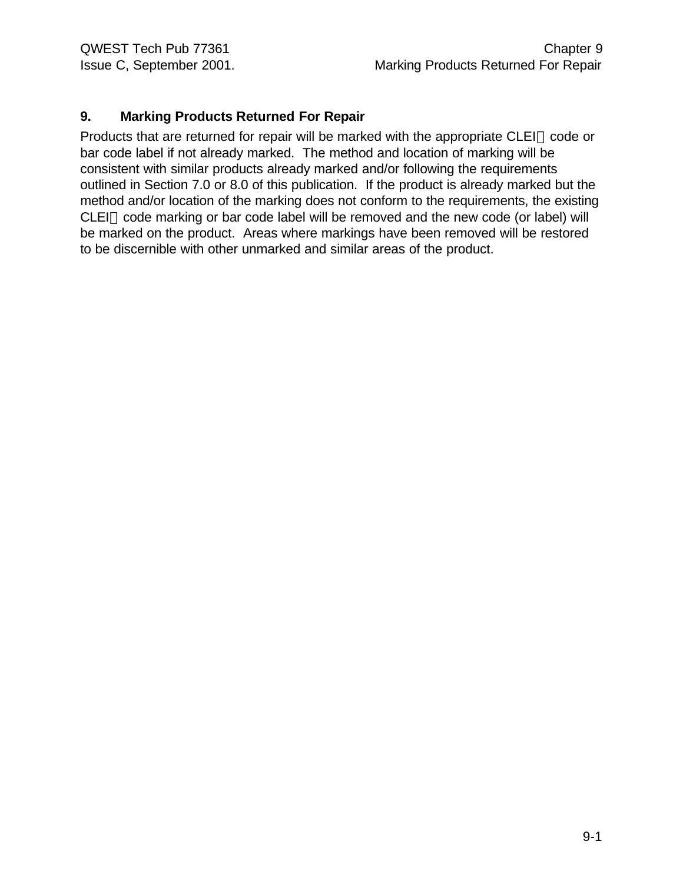## 9. Marking Products Returned For Repair

Products that are returned for repair will be marked with the appropriate CLEI code or bar code label if not already marked. The method and location of marking will be consistent with similar products already marked and/or following the requirements outlined in Section 7.0 or 8.0 of this publication. If the product is already marked but the method and/or location of the marking does not conform to the requirements, the existing CLEI code marking or bar code label will be removed and the new code (or label) will be marked on the product. Areas where markings have been removed will be restored to be discernible with other unmarked and similar areas of the product.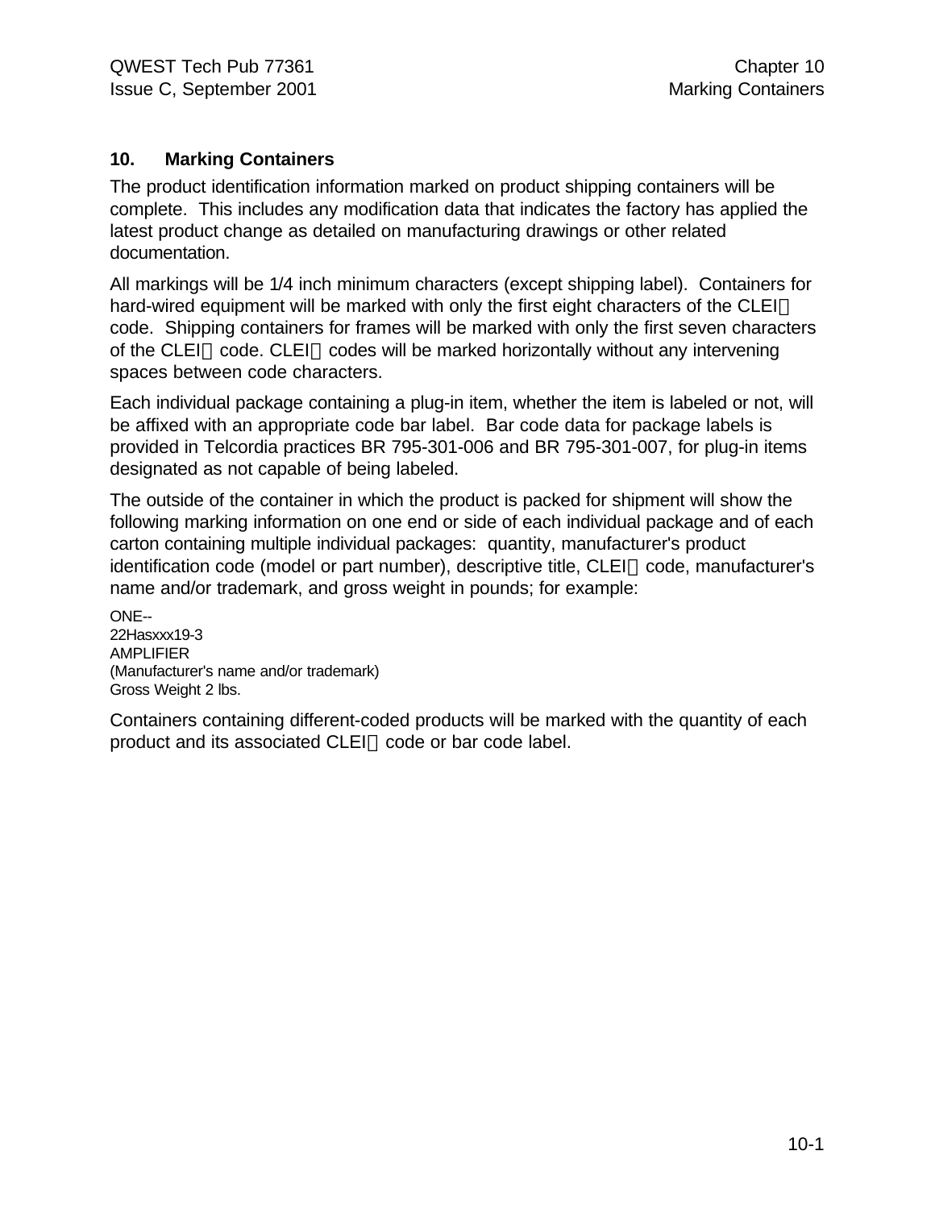# 10. Marking Containers

The product identification information marked on product shipping containers will be complete. This includes any modification data that indicates the factory has applied the latest product change as detailed on manufacturing drawings or other related documentation.

All markings will be 1/4 inch minimum characters (except shipping label). Containers for hard-wired equipment will be marked with only the first eight characters of the CLEI code. Shipping containers for frames will be marked with only the first seven characters of the CLEI code. CLEI codes will be marked horizontally without any intervening spaces between code characters.

Each individual package containing a plug-in item, whether the item is labeled or not, will be affixed with an appropriate code bar label. Bar code data for package labels is provided in Telcordia practices BR 795-301-006 and BR 795-301-007, for plug-in items designated as not capable of being labeled.

The outside of the container in which the product is packed for shipment will show the following marking information on one end or side of each individual package and of each carton containing multiple individual packages: quantity, manufacturer's product identification code (model or part number), descriptive title, CLEI code, manufacturer's name and/or trademark, and gross weight in pounds; for example:

ONE--  
22Hasxxx19-3  
AMPLIFIER  
(Manufacturer's name and/or trademark)  
Gross Weight 2 lbs.

Containers containing different-coded products will be marked with the quantity of each product and its associated CLEI code or bar code label.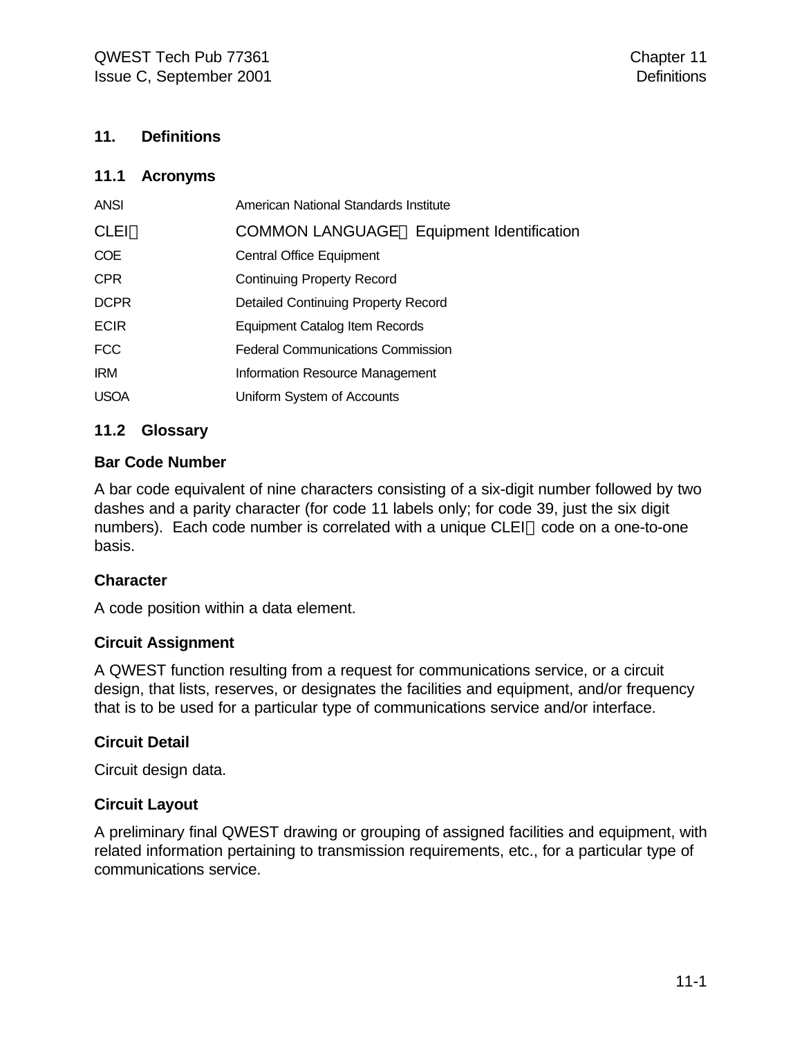# 11. Definitions

## 11.1 Acronyms

| | |
|---|---|
| ANSI | American National Standards Institute |
| CLEI | COMMON LANGUAGE Equipment Identification |
| COE | Central Office Equipment |
| CPR | Continuing Property Record |
| DCPR | Detailed Continuing Property Record |
| ECIR | Equipment Catalog Item Records |
| FCC | Federal Communications Commission |
| IRM | Information Resource Management |
| USOA | Uniform System of Accounts |

## 11.2 Glossary

**Bar Code Number**

A bar code equivalent of nine characters consisting of a six-digit number followed by two dashes and a parity character (for code 11 labels only; for code 39, just the six digit numbers). Each code number is correlated with a unique CLEI code on a one-to-one basis.

**Character**

A code position within a data element.

**Circuit Assignment**

A QWEST function resulting from a request for communications service, or a circuit design, that lists, reserves, or designates the facilities and equipment, and/or frequency that is to be used for a particular type of communications service and/or interface.

**Circuit Detail**

Circuit design data.

**Circuit Layout**

A preliminary final QWEST drawing or grouping of assigned facilities and equipment, with related information pertaining to transmission requirements, etc., for a particular type of communications service.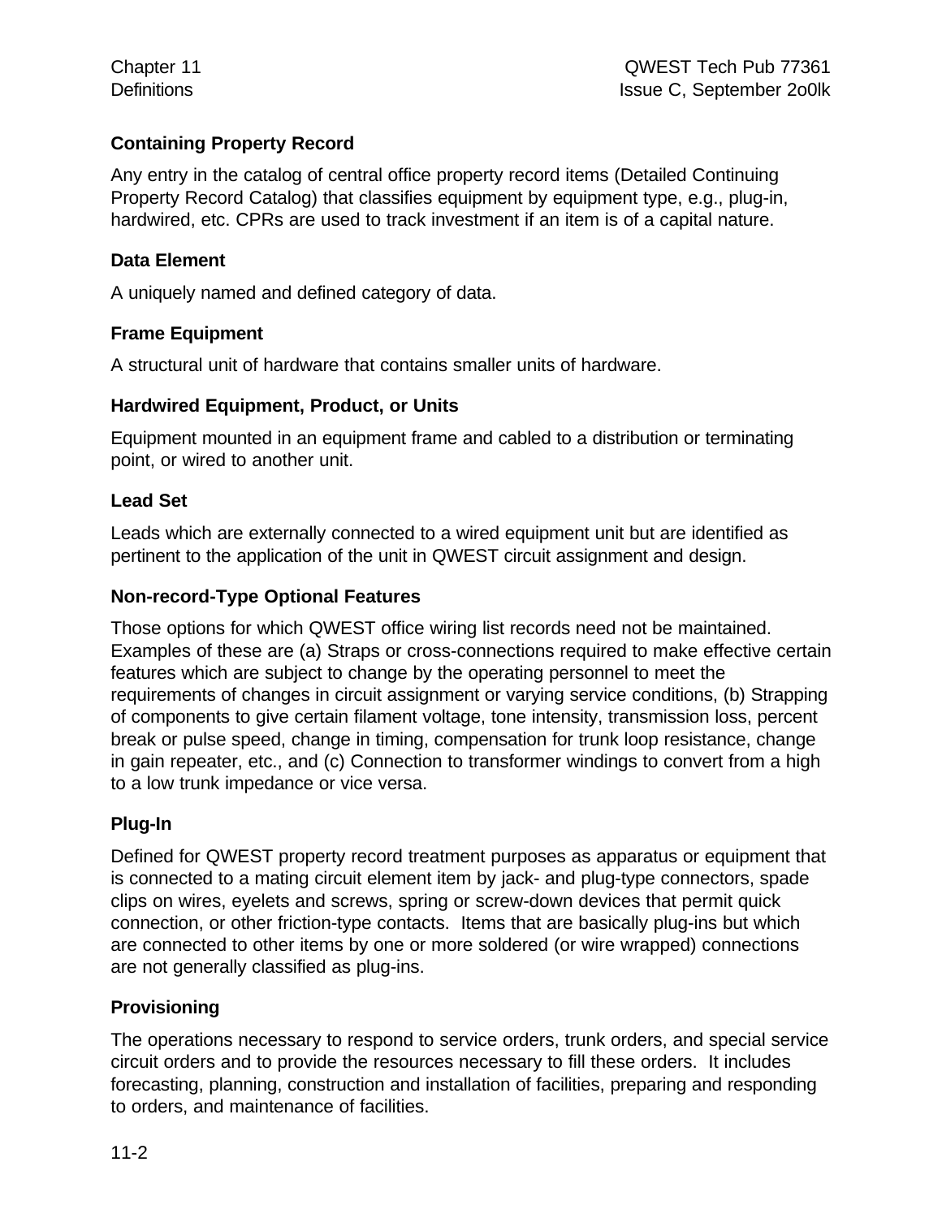### Containing Property Record

Any entry in the catalog of central office property record items (Detailed Continuing Property Record Catalog) that classifies equipment by equipment type, e.g., plug-in, hardwired, etc. CPRs are used to track investment if an item is of a capital nature.

### Data Element

A uniquely named and defined category of data.

### Frame Equipment

A structural unit of hardware that contains smaller units of hardware.

### Hardwired Equipment, Product, or Units

Equipment mounted in an equipment frame and cabled to a distribution or terminating point, or wired to another unit.

### Lead Set

Leads which are externally connected to a wired equipment unit but are identified as pertinent to the application of the unit in QWEST circuit assignment and design.

### Non-record-Type Optional Features

Those options for which QWEST office wiring list records need not be maintained. Examples of these are (a) Straps or cross-connections required to make effective certain features which are subject to change by the operating personnel to meet the requirements of changes in circuit assignment or varying service conditions, (b) Strapping of components to give certain filament voltage, tone intensity, transmission loss, percent break or pulse speed, change in timing, compensation for trunk loop resistance, change in gain repeater, etc., and (c) Connection to transformer windings to convert from a high to a low trunk impedance or vice versa.

### Plug-In

Defined for QWEST property record treatment purposes as apparatus or equipment that is connected to a mating circuit element item by jack- and plug-type connectors, spade clips on wires, eyelets and screws, spring or screw-down devices that permit quick connection, or other friction-type contacts. Items that are basically plug-ins but which are connected to other items by one or more soldered (or wire wrapped) connections are not generally classified as plug-ins.

### Provisioning

The operations necessary to respond to service orders, trunk orders, and special service circuit orders and to provide the resources necessary to fill these orders. It includes forecasting, planning, construction and installation of facilities, preparing and responding to orders, and maintenance of facilities.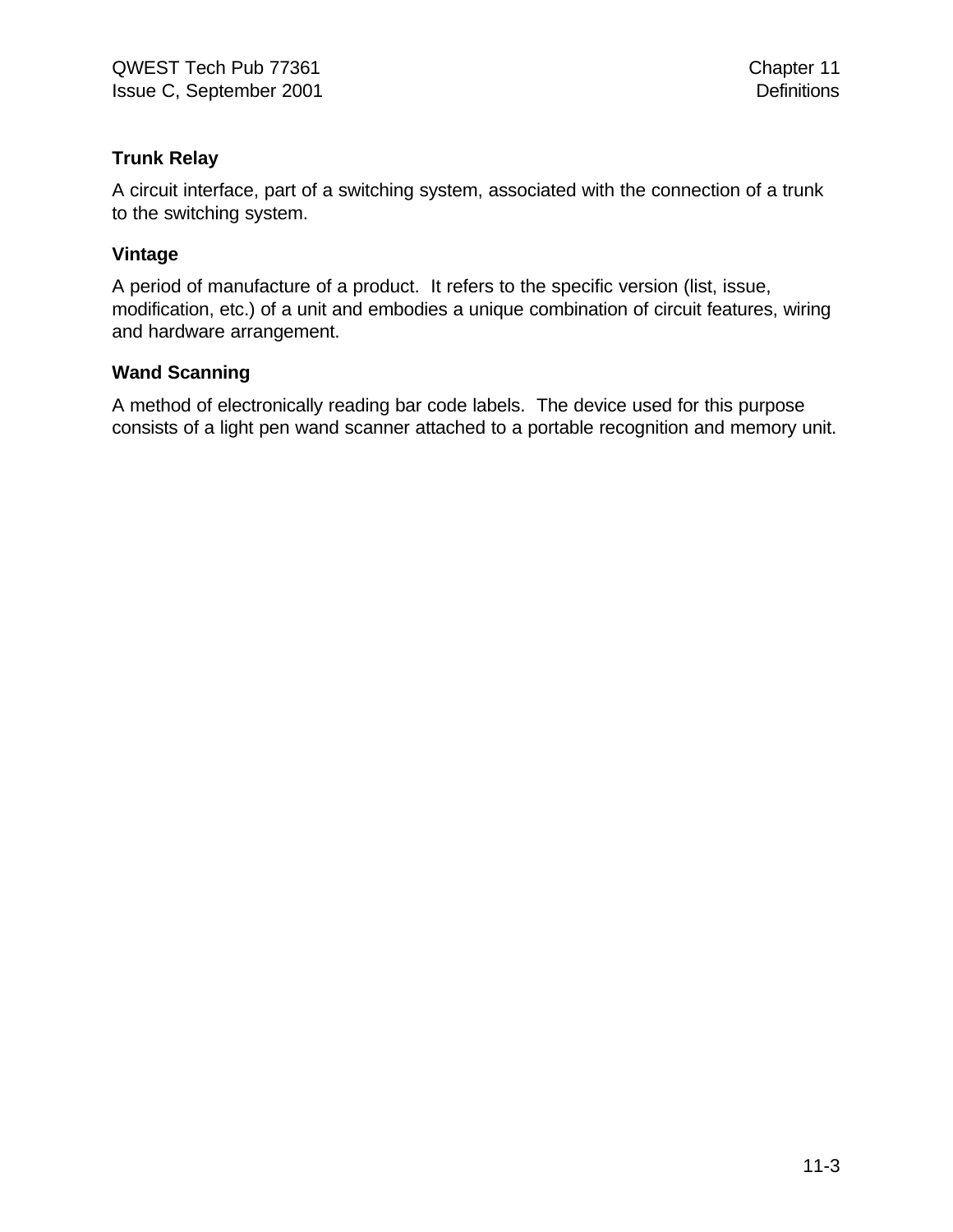### Trunk Relay

A circuit interface, part of a switching system, associated with the connection of a trunk to the switching system.

### Vintage

A period of manufacture of a product.  It refers to the specific version (list, issue, modification, etc.) of a unit and embodies a unique combination of circuit features, wiring and hardware arrangement.

### Wand Scanning

A method of electronically reading bar code labels.  The device used for this purpose consists of a light pen wand scanner attached to a portable recognition and memory unit.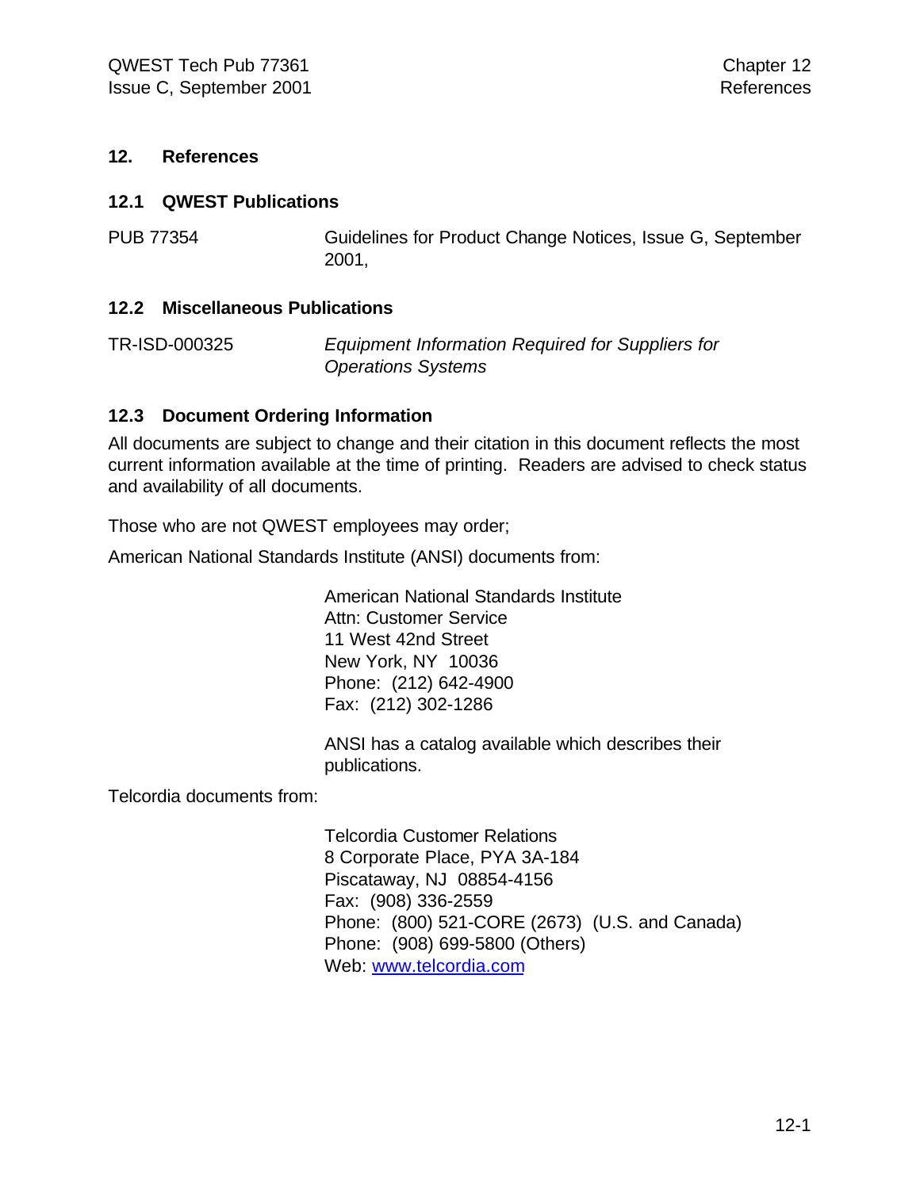# 12. References

## 12.1 QWEST Publications

| | |
|---|---|
| PUB 77354 | Guidelines for Product Change Notices, Issue G, September 2001, |

## 12.2 Miscellaneous Publications

| | |
|---|---|
| TR-ISD-000325 | *Equipment Information Required for Suppliers for Operations Systems* |

## 12.3 Document Ordering Information

All documents are subject to change and their citation in this document reflects the most current information available at the time of printing. Readers are advised to check status and availability of all documents.

Those who are not QWEST employees may order;

American National Standards Institute (ANSI) documents from:

American National Standards Institute
Attn: Customer Service
11 West 42nd Street
New York, NY 10036
Phone: (212) 642-4900
Fax: (212) 302-1286

ANSI has a catalog available which describes their publications.

Telcordia documents from:

Telcordia Customer Relations
8 Corporate Place, PYA 3A-184
Piscataway, NJ 08854-4156
Fax: (908) 336-2559
Phone: (800) 521-CORE (2673) (U.S. and Canada)
Phone: (908) 699-5800 (Others)
Web: www.telcordia.com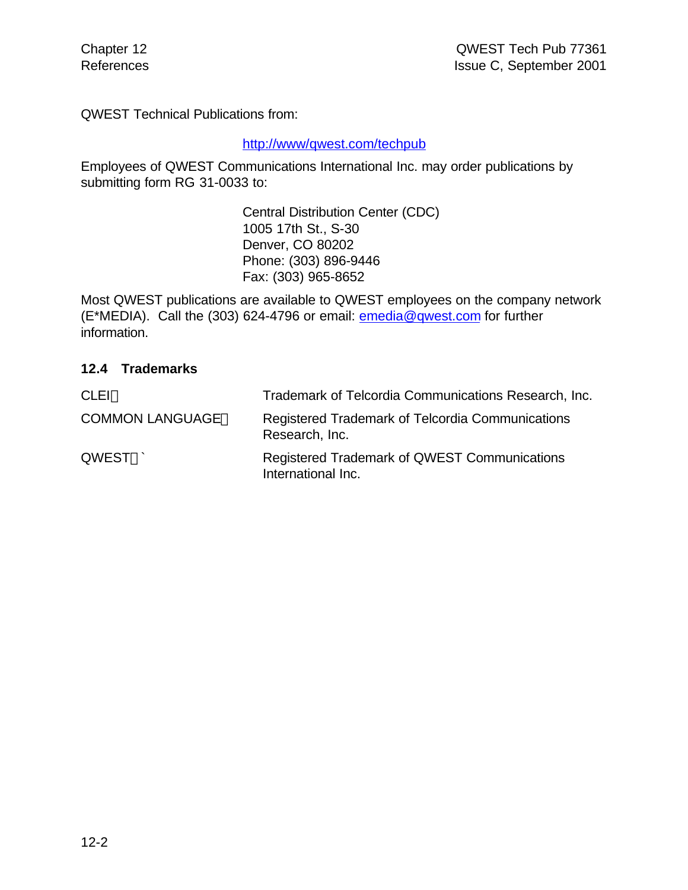QWEST Technical Publications from:

http://www/qwest.com/techpub

Employees of QWEST Communications International Inc. may order publications by submitting form RG 31-0033 to:

Central Distribution Center (CDC)
1005 17th St., S-30
Denver, CO 80202
Phone: (303) 896-9446
Fax: (303) 965-8652

Most QWEST publications are available to QWEST employees on the company network (E*MEDIA). Call the (303) 624-4796 or email: emedia@qwest.com for further information.

### 12.4 Trademarks

| | |
|---|---|
| CLEI | Trademark of Telcordia Communications Research, Inc. |
| COMMON LANGUAGE | Registered Trademark of Telcordia Communications Research, Inc. |
| QWEST` | Registered Trademark of QWEST Communications International Inc. |